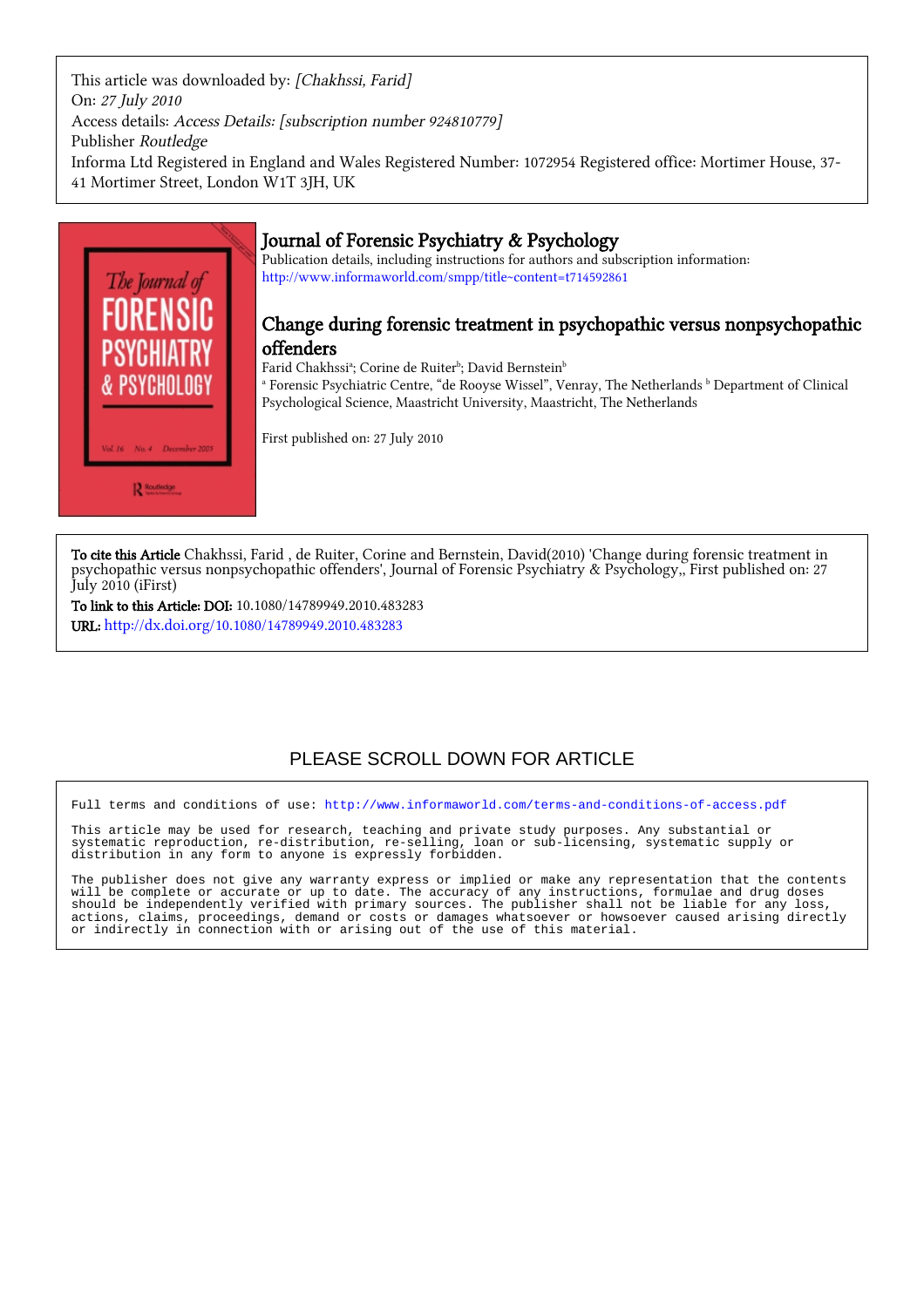This article was downloaded by: *[Chakhssi, Farid]*
On: *27 July 2010*
Access details: *Access Details: [subscription number 924810779]*
Publisher *Routledge*
Informa Ltd Registered in England and Wales Registered Number: 1072954 Registered office: Mortimer House, 37-41 Mortimer Street, London W1T 3JH, UK

# Journal of Forensic Psychiatry & Psychology

Publication details, including instructions for authors and subscription information:
http://www.informaworld.com/smpp/title~content=t714592861

## Change during forensic treatment in psychopathic versus nonpsychopathic offenders

Farid Chakhssi[a]; Corine de Ruiter[b]; David Bernstein[b]

[a] Forensic Psychiatric Centre, "de Rooyse Wissel", Venray, The Netherlands [b] Department of Clinical Psychological Science, Maastricht University, Maastricht, The Netherlands

First published on: 27 July 2010

**To cite this Article** Chakhssi, Farid , de Ruiter, Corine and Bernstein, David(2010) 'Change during forensic treatment in psychopathic versus nonpsychopathic offenders', Journal of Forensic Psychiatry & Psychology,, First published on: 27 July 2010 (iFirst)

**To link to this Article: DOI:** 10.1080/14789949.2010.483283

**URL:** http://dx.doi.org/10.1080/14789949.2010.483283

PLEASE SCROLL DOWN FOR ARTICLE

Full terms and conditions of use: http://www.informaworld.com/terms-and-conditions-of-access.pdf

This article may be used for research, teaching and private study purposes. Any substantial or systematic reproduction, re-distribution, re-selling, loan or sub-licensing, systematic supply or distribution in any form to anyone is expressly forbidden.

The publisher does not give any warranty express or implied or make any representation that the contents will be complete or accurate or up to date. The accuracy of any instructions, formulae and drug doses should be independently verified with primary sources. The publisher shall not be liable for any loss, actions, claims, proceedings, demand or costs or damages whatsoever or howsoever caused arising directly or indirectly in connection with or arising out of the use of this material.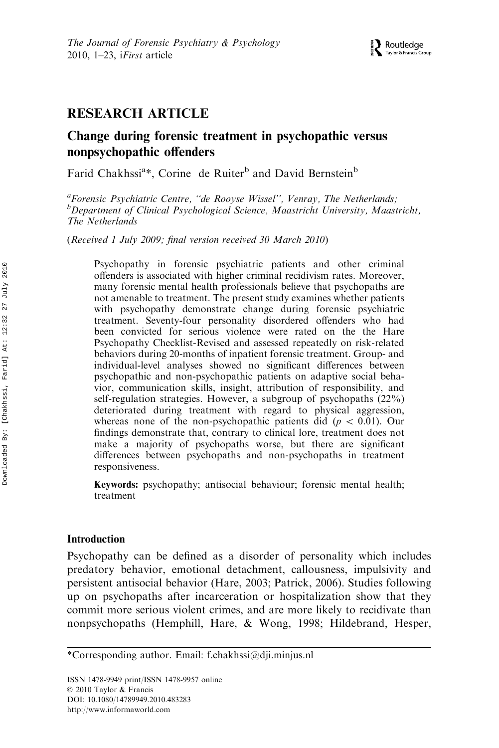# RESEARCH ARTICLE

## Change during forensic treatment in psychopathic versus nonpsychopathic offenders

Farid Chakhssi[a]*, Corine de Ruiter[b] and David Bernstein[b]

[a]*Forensic Psychiatric Centre, "de Rooyse Wissel", Venray, The Netherlands;* [b]*Department of Clinical Psychological Science, Maastricht University, Maastricht, The Netherlands*

(*Received 1 July 2009; final version received 30 March 2010*)

Psychopathy in forensic psychiatric patients and other criminal offenders is associated with higher criminal recidivism rates. Moreover, many forensic mental health professionals believe that psychopaths are not amenable to treatment. The present study examines whether patients with psychopathy demonstrate change during forensic psychiatric treatment. Seventy-four personality disordered offenders who had been convicted for serious violence were rated on the the Hare Psychopathy Checklist-Revised and assessed repeatedly on risk-related behaviors during 20-months of inpatient forensic treatment. Group- and individual-level analyses showed no significant differences between psychopathic and non-psychopathic patients on adaptive social behavior, communication skills, insight, attribution of responsibility, and self-regulation strategies. However, a subgroup of psychopaths (22%) deteriorated during treatment with regard to physical aggression, whereas none of the non-psychopathic patients did ($p < 0.01$). Our findings demonstrate that, contrary to clinical lore, treatment does not make a majority of psychopaths worse, but there are significant differences between psychopaths and non-psychopaths in treatment responsiveness.

**Keywords:** psychopathy; antisocial behaviour; forensic mental health; treatment

### Introduction

Psychopathy can be defined as a disorder of personality which includes predatory behavior, emotional detachment, callousness, impulsivity and persistent antisocial behavior (Hare, 2003; Patrick, 2006). Studies following up on psychopaths after incarceration or hospitalization show that they commit more serious violent crimes, and are more likely to recidivate than nonpsychopaths (Hemphill, Hare, & Wong, 1998; Hildebrand, Hesper,

*Corresponding author. Email: f.chakhssi@dji.minjus.nl

ISSN 1478-9949 print/ISSN 1478-9957 online
© 2010 Taylor & Francis
DOI: 10.1080/14789949.2010.483283
http://www.informaworld.com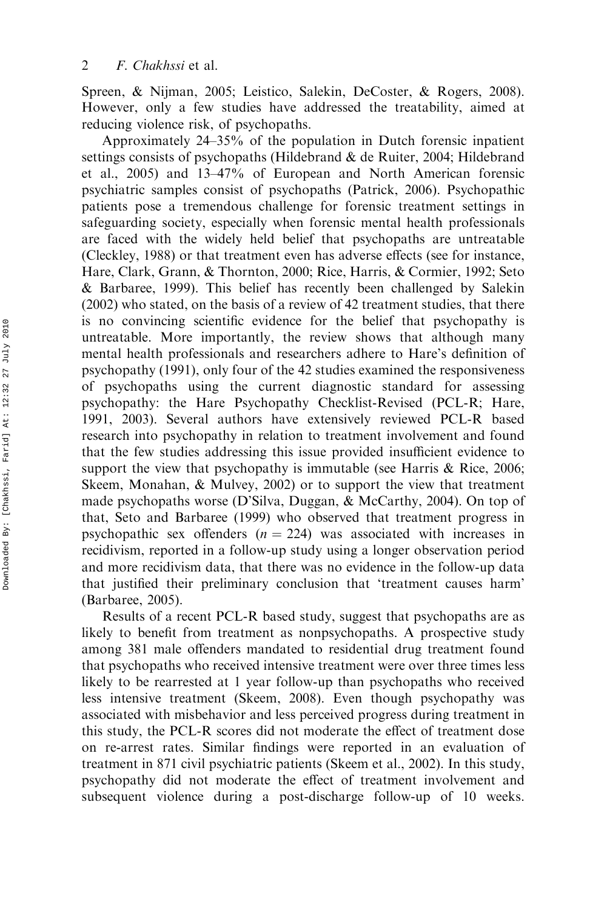Spreen, & Nijman, 2005; Leistico, Salekin, DeCoster, & Rogers, 2008). However, only a few studies have addressed the treatability, aimed at reducing violence risk, of psychopaths.

Approximately 24–35% of the population in Dutch forensic inpatient settings consists of psychopaths (Hildebrand & de Ruiter, 2004; Hildebrand et al., 2005) and 13–47% of European and North American forensic psychiatric samples consist of psychopaths (Patrick, 2006). Psychopathic patients pose a tremendous challenge for forensic treatment settings in safeguarding society, especially when forensic mental health professionals are faced with the widely held belief that psychopaths are untreatable (Cleckley, 1988) or that treatment even has adverse effects (see for instance, Hare, Clark, Grann, & Thornton, 2000; Rice, Harris, & Cormier, 1992; Seto & Barbaree, 1999). This belief has recently been challenged by Salekin (2002) who stated, on the basis of a review of 42 treatment studies, that there is no convincing scientific evidence for the belief that psychopathy is untreatable. More importantly, the review shows that although many mental health professionals and researchers adhere to Hare's definition of psychopathy (1991), only four of the 42 studies examined the responsiveness of psychopaths using the current diagnostic standard for assessing psychopathy: the Hare Psychopathy Checklist-Revised (PCL-R; Hare, 1991, 2003). Several authors have extensively reviewed PCL-R based research into psychopathy in relation to treatment involvement and found that the few studies addressing this issue provided insufficient evidence to support the view that psychopathy is immutable (see Harris & Rice, 2006; Skeem, Monahan, & Mulvey, 2002) or to support the view that treatment made psychopaths worse (D'Silva, Duggan, & McCarthy, 2004). On top of that, Seto and Barbaree (1999) who observed that treatment progress in psychopathic sex offenders ($n = 224$) was associated with increases in recidivism, reported in a follow-up study using a longer observation period and more recidivism data, that there was no evidence in the follow-up data that justified their preliminary conclusion that 'treatment causes harm' (Barbaree, 2005).

Results of a recent PCL-R based study, suggest that psychopaths are as likely to benefit from treatment as nonpsychopaths. A prospective study among 381 male offenders mandated to residential drug treatment found that psychopaths who received intensive treatment were over three times less likely to be rearrested at 1 year follow-up than psychopaths who received less intensive treatment (Skeem, 2008). Even though psychopathy was associated with misbehavior and less perceived progress during treatment in this study, the PCL-R scores did not moderate the effect of treatment dose on re-arrest rates. Similar findings were reported in an evaluation of treatment in 871 civil psychiatric patients (Skeem et al., 2002). In this study, psychopathy did not moderate the effect of treatment involvement and subsequent violence during a post-discharge follow-up of 10 weeks.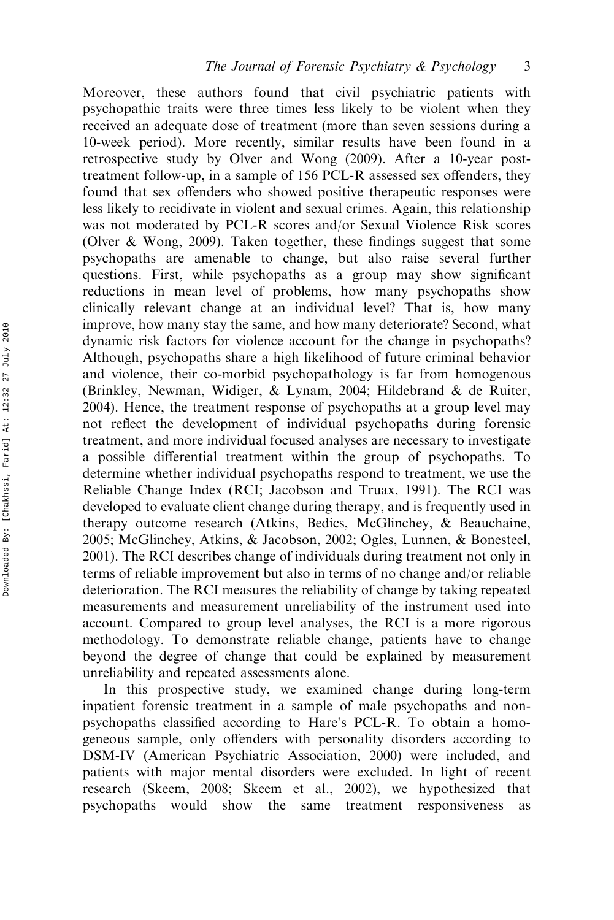Moreover, these authors found that civil psychiatric patients with psychopathic traits were three times less likely to be violent when they received an adequate dose of treatment (more than seven sessions during a 10-week period). More recently, similar results have been found in a retrospective study by Olver and Wong (2009). After a 10-year post-treatment follow-up, in a sample of 156 PCL-R assessed sex offenders, they found that sex offenders who showed positive therapeutic responses were less likely to recidivate in violent and sexual crimes. Again, this relationship was not moderated by PCL-R scores and/or Sexual Violence Risk scores (Olver & Wong, 2009). Taken together, these findings suggest that some psychopaths are amenable to change, but also raise several further questions. First, while psychopaths as a group may show significant reductions in mean level of problems, how many psychopaths show clinically relevant change at an individual level? That is, how many improve, how many stay the same, and how many deteriorate? Second, what dynamic risk factors for violence account for the change in psychopaths? Although, psychopaths share a high likelihood of future criminal behavior and violence, their co-morbid psychopathology is far from homogenous (Brinkley, Newman, Widiger, & Lynam, 2004; Hildebrand & de Ruiter, 2004). Hence, the treatment response of psychopaths at a group level may not reflect the development of individual psychopaths during forensic treatment, and more individual focused analyses are necessary to investigate a possible differential treatment within the group of psychopaths. To determine whether individual psychopaths respond to treatment, we use the Reliable Change Index (RCI; Jacobson and Truax, 1991). The RCI was developed to evaluate client change during therapy, and is frequently used in therapy outcome research (Atkins, Bedics, McGlinchey, & Beauchaine, 2005; McGlinchey, Atkins, & Jacobson, 2002; Ogles, Lunnen, & Bonesteel, 2001). The RCI describes change of individuals during treatment not only in terms of reliable improvement but also in terms of no change and/or reliable deterioration. The RCI measures the reliability of change by taking repeated measurements and measurement unreliability of the instrument used into account. Compared to group level analyses, the RCI is a more rigorous methodology. To demonstrate reliable change, patients have to change beyond the degree of change that could be explained by measurement unreliability and repeated assessments alone.

In this prospective study, we examined change during long-term inpatient forensic treatment in a sample of male psychopaths and non-psychopaths classified according to Hare's PCL-R. To obtain a homogeneous sample, only offenders with personality disorders according to DSM-IV (American Psychiatric Association, 2000) were included, and patients with major mental disorders were excluded. In light of recent research (Skeem, 2008; Skeem et al., 2002), we hypothesized that psychopaths would show the same treatment responsiveness as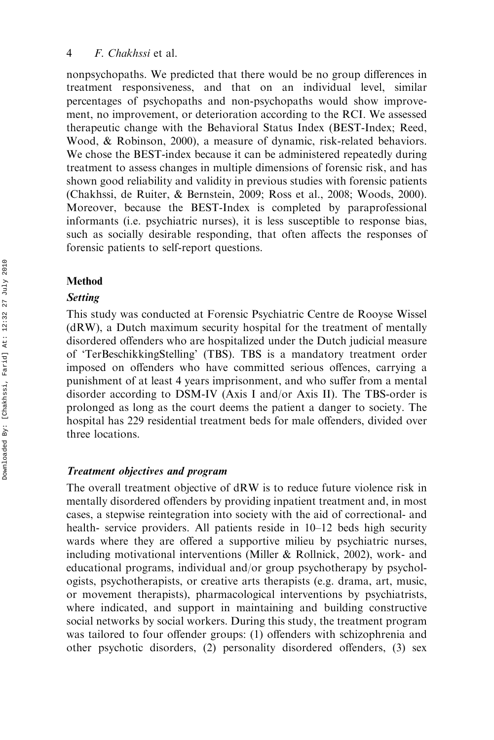nonpsychopaths. We predicted that there would be no group differences in treatment responsiveness, and that on an individual level, similar percentages of psychopaths and non-psychopaths would show improvement, no improvement, or deterioration according to the RCI. We assessed therapeutic change with the Behavioral Status Index (BEST-Index; Reed, Wood, & Robinson, 2000), a measure of dynamic, risk-related behaviors. We chose the BEST-index because it can be administered repeatedly during treatment to assess changes in multiple dimensions of forensic risk, and has shown good reliability and validity in previous studies with forensic patients (Chakhssi, de Ruiter, & Bernstein, 2009; Ross et al., 2008; Woods, 2000). Moreover, because the BEST-Index is completed by paraprofessional informants (i.e. psychiatric nurses), it is less susceptible to response bias, such as socially desirable responding, that often affects the responses of forensic patients to self-report questions.

## Method

### *Setting*

This study was conducted at Forensic Psychiatric Centre de Rooyse Wissel (dRW), a Dutch maximum security hospital for the treatment of mentally disordered offenders who are hospitalized under the Dutch judicial measure of 'TerBeschikkingStelling' (TBS). TBS is a mandatory treatment order imposed on offenders who have committed serious offences, carrying a punishment of at least 4 years imprisonment, and who suffer from a mental disorder according to DSM-IV (Axis I and/or Axis II). The TBS-order is prolonged as long as the court deems the patient a danger to society. The hospital has 229 residential treatment beds for male offenders, divided over three locations.

### *Treatment objectives and program*

The overall treatment objective of dRW is to reduce future violence risk in mentally disordered offenders by providing inpatient treatment and, in most cases, a stepwise reintegration into society with the aid of correctional- and health- service providers. All patients reside in 10–12 beds high security wards where they are offered a supportive milieu by psychiatric nurses, including motivational interventions (Miller & Rollnick, 2002), work- and educational programs, individual and/or group psychotherapy by psychologists, psychotherapists, or creative arts therapists (e.g. drama, art, music, or movement therapists), pharmacological interventions by psychiatrists, where indicated, and support in maintaining and building constructive social networks by social workers. During this study, the treatment program was tailored to four offender groups: (1) offenders with schizophrenia and other psychotic disorders, (2) personality disordered offenders, (3) sex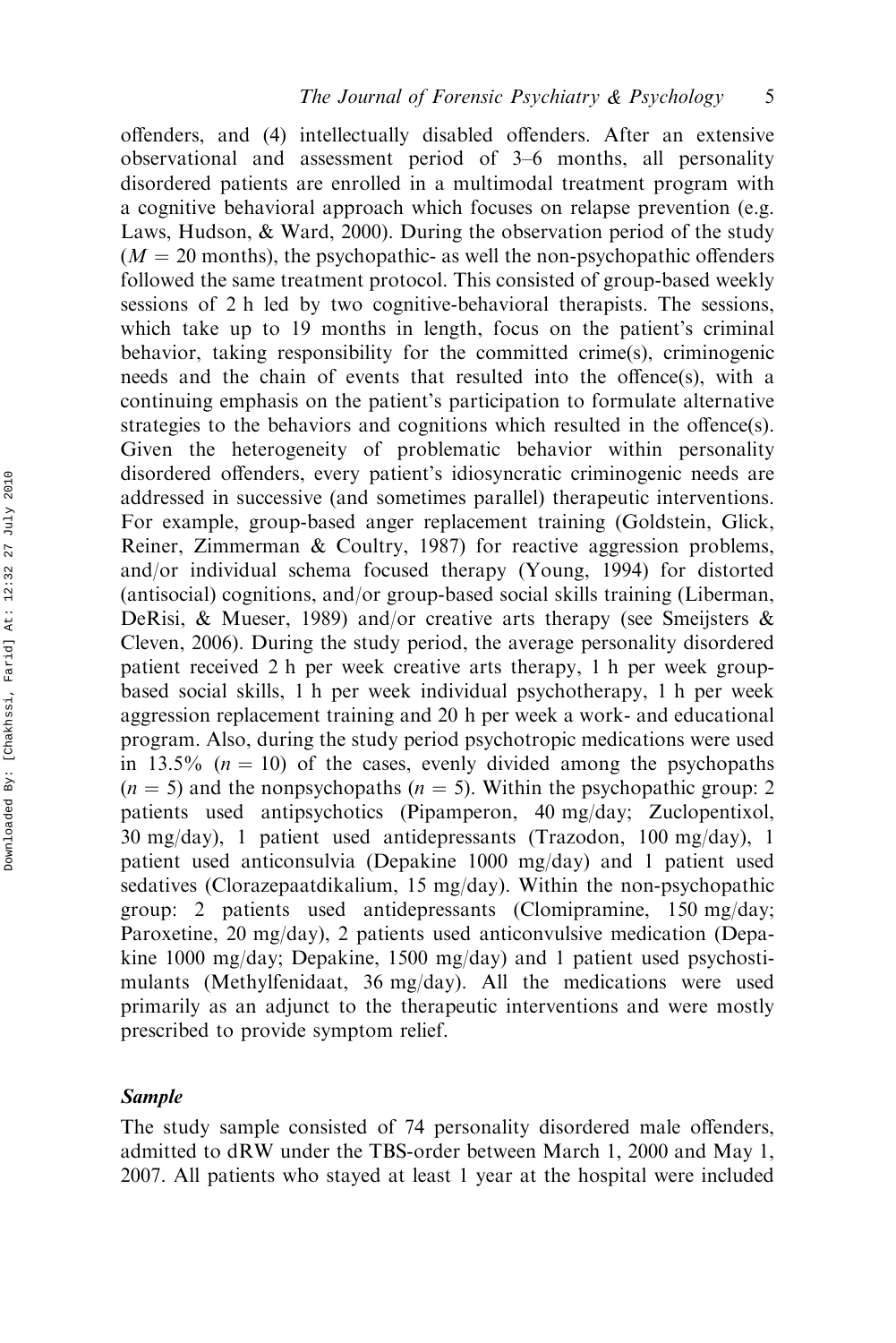offenders, and (4) intellectually disabled offenders. After an extensive observational and assessment period of 3–6 months, all personality disordered patients are enrolled in a multimodal treatment program with a cognitive behavioral approach which focuses on relapse prevention (e.g. Laws, Hudson, & Ward, 2000). During the observation period of the study ($M = 20$ months), the psychopathic- as well the non-psychopathic offenders followed the same treatment protocol. This consisted of group-based weekly sessions of 2 h led by two cognitive-behavioral therapists. The sessions, which take up to 19 months in length, focus on the patient's criminal behavior, taking responsibility for the committed crime(s), criminogenic needs and the chain of events that resulted into the offence(s), with a continuing emphasis on the patient's participation to formulate alternative strategies to the behaviors and cognitions which resulted in the offence(s). Given the heterogeneity of problematic behavior within personality disordered offenders, every patient's idiosyncratic criminogenic needs are addressed in successive (and sometimes parallel) therapeutic interventions. For example, group-based anger replacement training (Goldstein, Glick, Reiner, Zimmerman & Coultry, 1987) for reactive aggression problems, and/or individual schema focused therapy (Young, 1994) for distorted (antisocial) cognitions, and/or group-based social skills training (Liberman, DeRisi, & Mueser, 1989) and/or creative arts therapy (see Smeijsters & Cleven, 2006). During the study period, the average personality disordered patient received 2 h per week creative arts therapy, 1 h per week group-based social skills, 1 h per week individual psychotherapy, 1 h per week aggression replacement training and 20 h per week a work- and educational program. Also, during the study period psychotropic medications were used in 13.5% ($n = 10$) of the cases, evenly divided among the psychopaths ($n = 5$) and the nonpsychopaths ($n = 5$). Within the psychopathic group: 2 patients used antipsychotics (Pipamperon, 40 mg/day; Zuclopentixol, 30 mg/day), 1 patient used antidepressants (Trazodon, 100 mg/day), 1 patient used anticonsulvia (Depakine 1000 mg/day) and 1 patient used sedatives (Clorazepaatdikalium, 15 mg/day). Within the non-psychopathic group: 2 patients used antidepressants (Clomipramine, 150 mg/day; Paroxetine, 20 mg/day), 2 patients used anticonvulsive medication (Depakine 1000 mg/day; Depakine, 1500 mg/day) and 1 patient used psychostimulants (Methylfenidaat, 36 mg/day). All the medications were used primarily as an adjunct to the therapeutic interventions and were mostly prescribed to provide symptom relief.

### *Sample*

The study sample consisted of 74 personality disordered male offenders, admitted to dRW under the TBS-order between March 1, 2000 and May 1, 2007. All patients who stayed at least 1 year at the hospital were included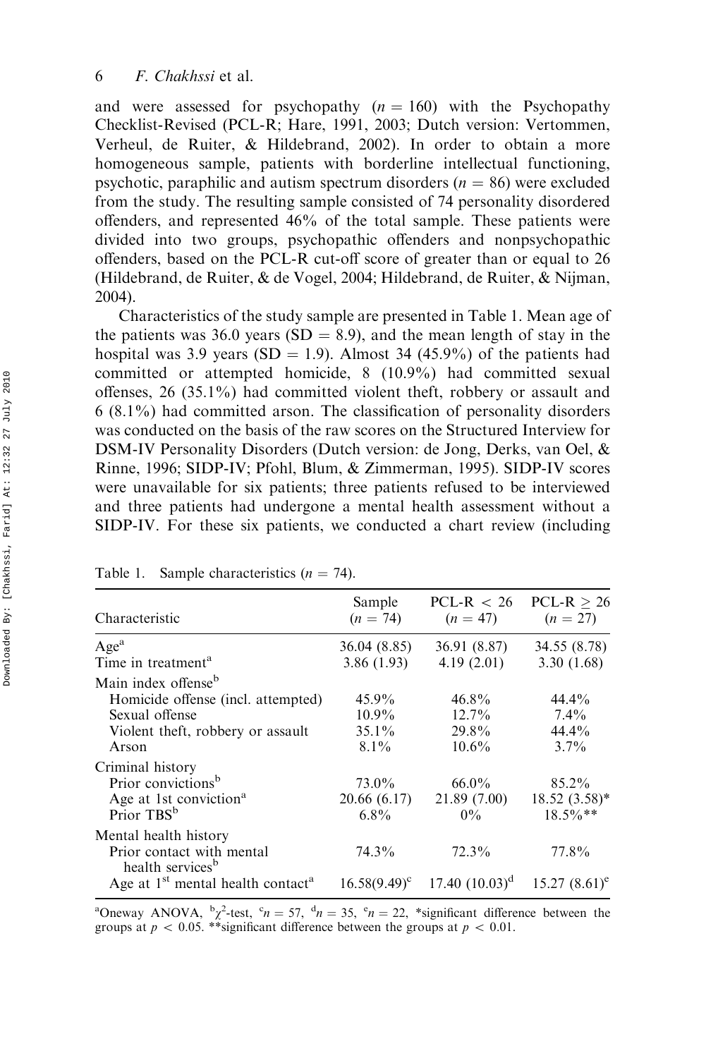and were assessed for psychopathy ($n = 160$) with the Psychopathy Checklist-Revised (PCL-R; Hare, 1991, 2003; Dutch version: Vertommen, Verheul, de Ruiter, & Hildebrand, 2002). In order to obtain a more homogeneous sample, patients with borderline intellectual functioning, psychotic, paraphilic and autism spectrum disorders ($n = 86$) were excluded from the study. The resulting sample consisted of 74 personality disordered offenders, and represented 46% of the total sample. These patients were divided into two groups, psychopathic offenders and nonpsychopathic offenders, based on the PCL-R cut-off score of greater than or equal to 26 (Hildebrand, de Ruiter, & de Vogel, 2004; Hildebrand, de Ruiter, & Nijman, 2004).

Characteristics of the study sample are presented in Table 1. Mean age of the patients was 36.0 years (SD = 8.9), and the mean length of stay in the hospital was 3.9 years (SD = 1.9). Almost 34 (45.9%) of the patients had committed or attempted homicide, 8 (10.9%) had committed sexual offenses, 26 (35.1%) had committed violent theft, robbery or assault and 6 (8.1%) had committed arson. The classification of personality disorders was conducted on the basis of the raw scores on the Structured Interview for DSM-IV Personality Disorders (Dutch version: de Jong, Derks, van Oel, & Rinne, 1996; SIDP-IV; Pfohl, Blum, & Zimmerman, 1995). SIDP-IV scores were unavailable for six patients; three patients refused to be interviewed and three patients had undergone a mental health assessment without a SIDP-IV. For these six patients, we conducted a chart review (including

Table 1. Sample characteristics ($n = 74$).

| Characteristic | Sample ($n = 74$) | PCL-R $< 26$ ($n = 47$) | PCL-R $\geq 26$ ($n = 27$) |
|---|---|---|---|
| Age[a] | 36.04 (8.85) | 36.91 (8.87) | 34.55 (8.78) |
| Time in treatment[a] | 3.86 (1.93) | 4.19 (2.01) | 3.30 (1.68) |
| Main index offense[b] | | | |
| Homicide offense (incl. attempted) | 45.9% | 46.8% | 44.4% |
| Sexual offense | 10.9% | 12.7% | 7.4% |
| Violent theft, robbery or assault | 35.1% | 29.8% | 44.4% |
| Arson | 8.1% | 10.6% | 3.7% |
| Criminal history | | | |
| Prior convictions[b] | 73.0% | 66.0% | 85.2% |
| Age at 1st conviction[a] | 20.66 (6.17) | 21.89 (7.00) | 18.52 (3.58)* |
| Prior TBS[b] | 6.8% | 0% | 18.5%** |
| Mental health history | | | |
| Prior contact with mental health services[b] | 74.3% | 72.3% | 77.8% |
| Age at 1[st] mental health contact[a] | 16.58(9.49)[c] | 17.40 (10.03)[d] | 15.27 (8.61)[e] |

[a]Oneway ANOVA, [b]$\chi^2$-test, [c]$n = 57$, [d]$n = 35$, [e]$n = 22$, *significant difference between the groups at $p < 0.05$. **significant difference between the groups at $p < 0.01$.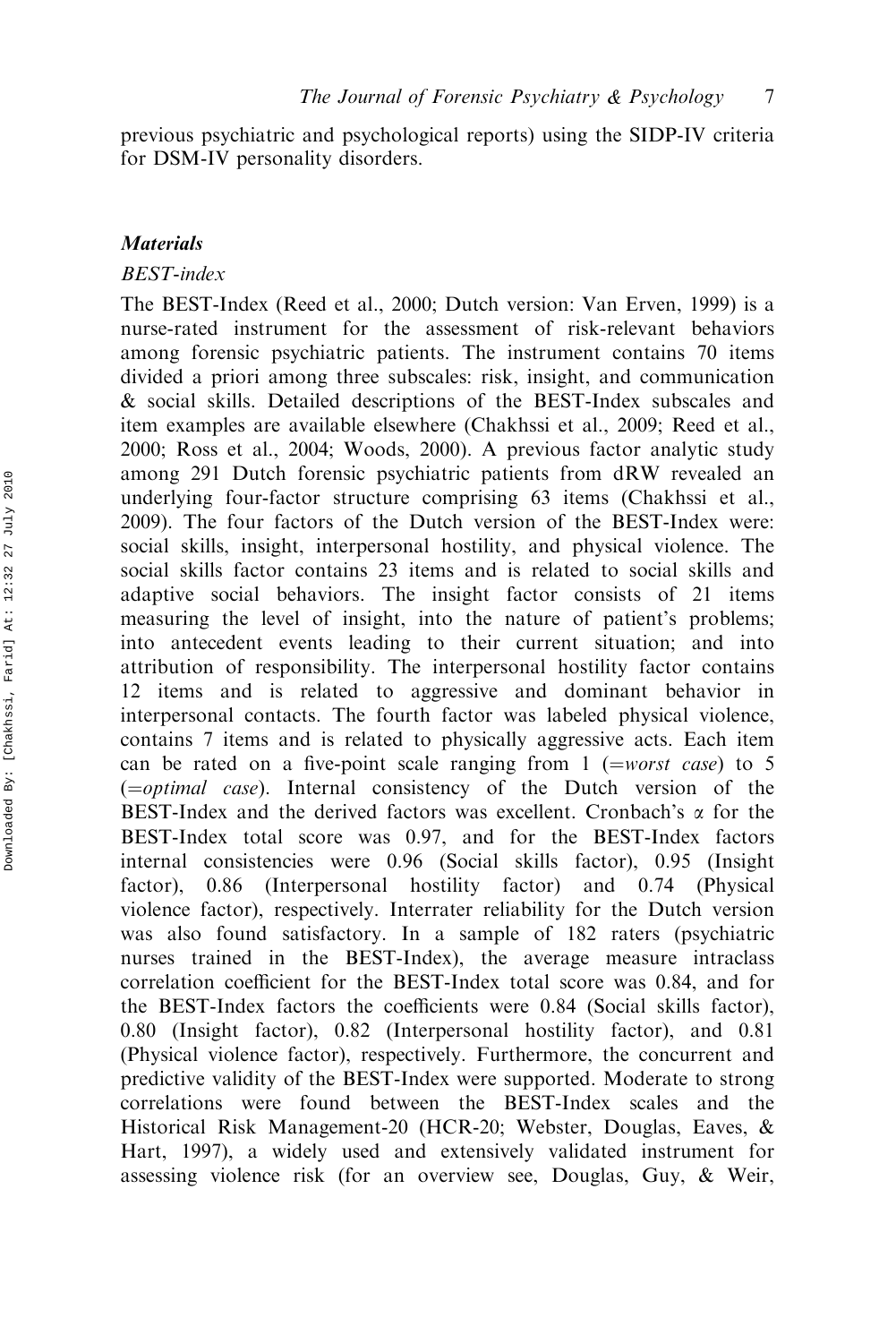previous psychiatric and psychological reports) using the SIDP-IV criteria for DSM-IV personality disorders.

### *Materials*

#### *BEST-index*

The BEST-Index (Reed et al., 2000; Dutch version: Van Erven, 1999) is a nurse-rated instrument for the assessment of risk-relevant behaviors among forensic psychiatric patients. The instrument contains 70 items divided a priori among three subscales: risk, insight, and communication & social skills. Detailed descriptions of the BEST-Index subscales and item examples are available elsewhere (Chakhssi et al., 2009; Reed et al., 2000; Ross et al., 2004; Woods, 2000). A previous factor analytic study among 291 Dutch forensic psychiatric patients from dRW revealed an underlying four-factor structure comprising 63 items (Chakhssi et al., 2009). The four factors of the Dutch version of the BEST-Index were: social skills, insight, interpersonal hostility, and physical violence. The social skills factor contains 23 items and is related to social skills and adaptive social behaviors. The insight factor consists of 21 items measuring the level of insight, into the nature of patient's problems; into antecedent events leading to their current situation; and into attribution of responsibility. The interpersonal hostility factor contains 12 items and is related to aggressive and dominant behavior in interpersonal contacts. The fourth factor was labeled physical violence, contains 7 items and is related to physically aggressive acts. Each item can be rated on a five-point scale ranging from 1 (=*worst case*) to 5 (=*optimal case*). Internal consistency of the Dutch version of the BEST-Index and the derived factors was excellent. Cronbach's $\alpha$ for the BEST-Index total score was 0.97, and for the BEST-Index factors internal consistencies were 0.96 (Social skills factor), 0.95 (Insight factor), 0.86 (Interpersonal hostility factor) and 0.74 (Physical violence factor), respectively. Interrater reliability for the Dutch version was also found satisfactory. In a sample of 182 raters (psychiatric nurses trained in the BEST-Index), the average measure intraclass correlation coefficient for the BEST-Index total score was 0.84, and for the BEST-Index factors the coefficients were 0.84 (Social skills factor), 0.80 (Insight factor), 0.82 (Interpersonal hostility factor), and 0.81 (Physical violence factor), respectively. Furthermore, the concurrent and predictive validity of the BEST-Index were supported. Moderate to strong correlations were found between the BEST-Index scales and the Historical Risk Management-20 (HCR-20; Webster, Douglas, Eaves, & Hart, 1997), a widely used and extensively validated instrument for assessing violence risk (for an overview see, Douglas, Guy, & Weir,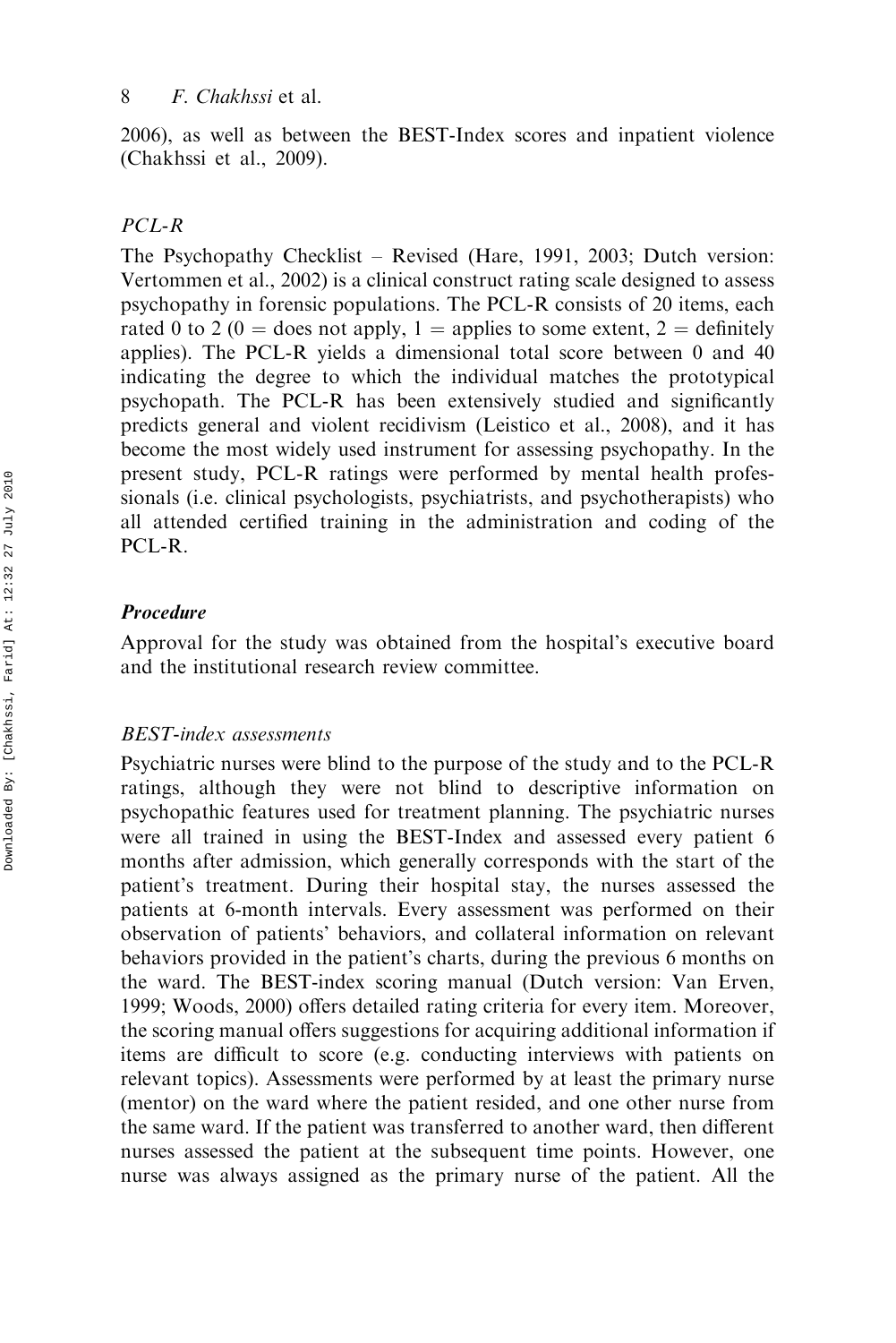2006), as well as between the BEST-Index scores and inpatient violence (Chakhssi et al., 2009).

### *PCL-R*

The Psychopathy Checklist – Revised (Hare, 1991, 2003; Dutch version: Vertommen et al., 2002) is a clinical construct rating scale designed to assess psychopathy in forensic populations. The PCL-R consists of 20 items, each rated 0 to 2 (0 = does not apply, 1 = applies to some extent, 2 = definitely applies). The PCL-R yields a dimensional total score between 0 and 40 indicating the degree to which the individual matches the prototypical psychopath. The PCL-R has been extensively studied and significantly predicts general and violent recidivism (Leistico et al., 2008), and it has become the most widely used instrument for assessing psychopathy. In the present study, PCL-R ratings were performed by mental health professionals (i.e. clinical psychologists, psychiatrists, and psychotherapists) who all attended certified training in the administration and coding of the PCL-R.

## ***Procedure***

Approval for the study was obtained from the hospital's executive board and the institutional research review committee.

### *BEST-index assessments*

Psychiatric nurses were blind to the purpose of the study and to the PCL-R ratings, although they were not blind to descriptive information on psychopathic features used for treatment planning. The psychiatric nurses were all trained in using the BEST-Index and assessed every patient 6 months after admission, which generally corresponds with the start of the patient's treatment. During their hospital stay, the nurses assessed the patients at 6-month intervals. Every assessment was performed on their observation of patients' behaviors, and collateral information on relevant behaviors provided in the patient's charts, during the previous 6 months on the ward. The BEST-index scoring manual (Dutch version: Van Erven, 1999; Woods, 2000) offers detailed rating criteria for every item. Moreover, the scoring manual offers suggestions for acquiring additional information if items are difficult to score (e.g. conducting interviews with patients on relevant topics). Assessments were performed by at least the primary nurse (mentor) on the ward where the patient resided, and one other nurse from the same ward. If the patient was transferred to another ward, then different nurses assessed the patient at the subsequent time points. However, one nurse was always assigned as the primary nurse of the patient. All the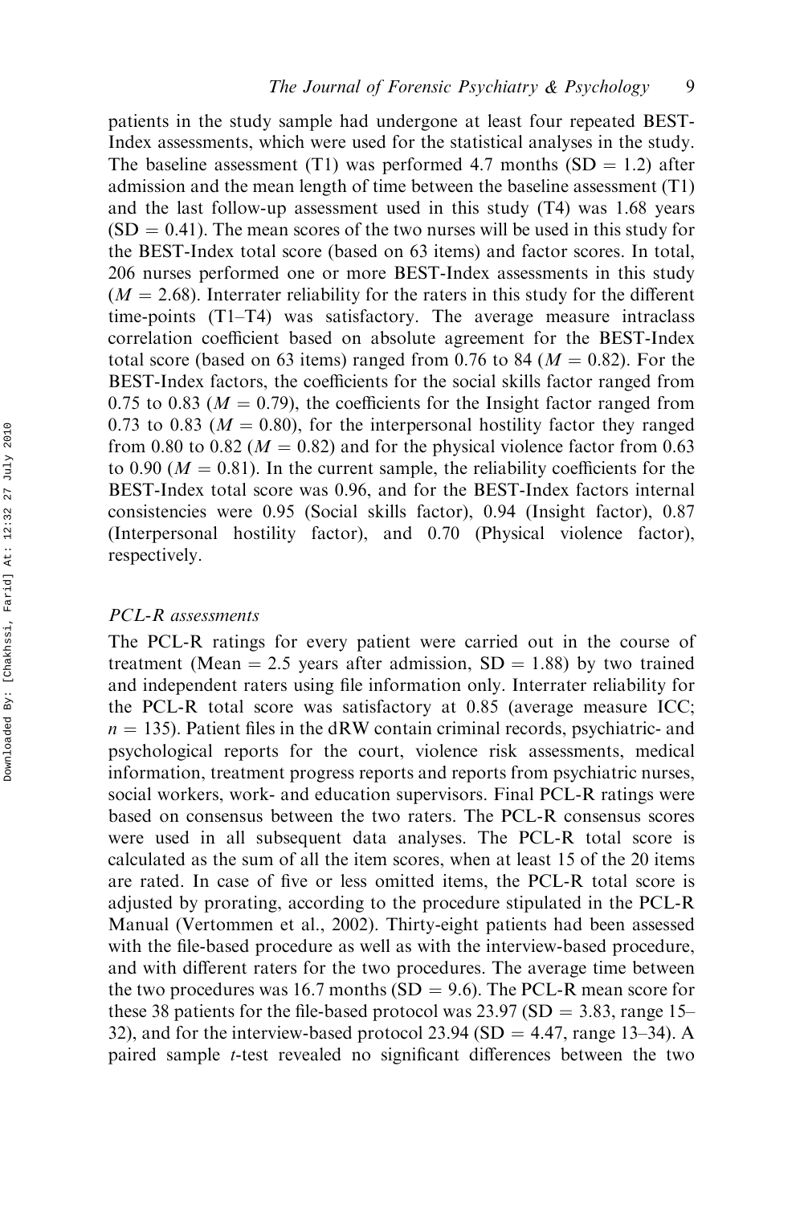patients in the study sample had undergone at least four repeated BEST-Index assessments, which were used for the statistical analyses in the study. The baseline assessment (T1) was performed 4.7 months (SD = 1.2) after admission and the mean length of time between the baseline assessment (T1) and the last follow-up assessment used in this study (T4) was 1.68 years (SD = 0.41). The mean scores of the two nurses will be used in this study for the BEST-Index total score (based on 63 items) and factor scores. In total, 206 nurses performed one or more BEST-Index assessments in this study ($M = 2.68$). Interrater reliability for the raters in this study for the different time-points (T1–T4) was satisfactory. The average measure intraclass correlation coefficient based on absolute agreement for the BEST-Index total score (based on 63 items) ranged from 0.76 to 84 ($M = 0.82$). For the BEST-Index factors, the coefficients for the social skills factor ranged from 0.75 to 0.83 ($M = 0.79$), the coefficients for the Insight factor ranged from 0.73 to 0.83 ($M = 0.80$), for the interpersonal hostility factor they ranged from 0.80 to 0.82 ($M = 0.82$) and for the physical violence factor from 0.63 to 0.90 ($M = 0.81$). In the current sample, the reliability coefficients for the BEST-Index total score was 0.96, and for the BEST-Index factors internal consistencies were 0.95 (Social skills factor), 0.94 (Insight factor), 0.87 (Interpersonal hostility factor), and 0.70 (Physical violence factor), respectively.

### *PCL-R assessments*

The PCL-R ratings for every patient were carried out in the course of treatment (Mean = 2.5 years after admission, SD = 1.88) by two trained and independent raters using file information only. Interrater reliability for the PCL-R total score was satisfactory at 0.85 (average measure ICC; $n = 135$). Patient files in the dRW contain criminal records, psychiatric- and psychological reports for the court, violence risk assessments, medical information, treatment progress reports and reports from psychiatric nurses, social workers, work- and education supervisors. Final PCL-R ratings were based on consensus between the two raters. The PCL-R consensus scores were used in all subsequent data analyses. The PCL-R total score is calculated as the sum of all the item scores, when at least 15 of the 20 items are rated. In case of five or less omitted items, the PCL-R total score is adjusted by prorating, according to the procedure stipulated in the PCL-R Manual (Vertommen et al., 2002). Thirty-eight patients had been assessed with the file-based procedure as well as with the interview-based procedure, and with different raters for the two procedures. The average time between the two procedures was 16.7 months (SD = 9.6). The PCL-R mean score for these 38 patients for the file-based protocol was 23.97 (SD = 3.83, range 15–32), and for the interview-based protocol 23.94 (SD = 4.47, range 13–34). A paired sample *t*-test revealed no significant differences between the two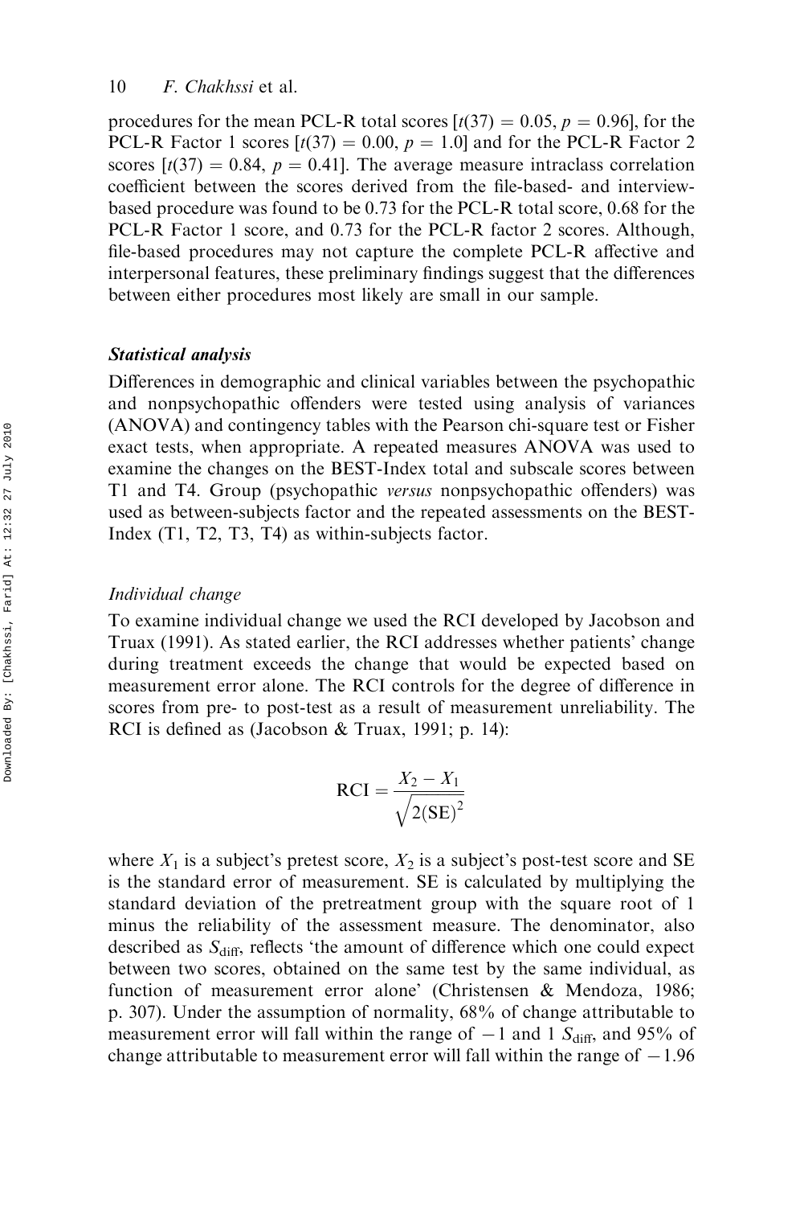procedures for the mean PCL-R total scores [$t(37) = 0.05$, $p = 0.96$], for the PCL-R Factor 1 scores [$t(37) = 0.00$, $p = 1.0$] and for the PCL-R Factor 2 scores [$t(37) = 0.84$, $p = 0.41$]. The average measure intraclass correlation coefficient between the scores derived from the file-based- and interview-based procedure was found to be 0.73 for the PCL-R total score, 0.68 for the PCL-R Factor 1 score, and 0.73 for the PCL-R factor 2 scores. Although, file-based procedures may not capture the complete PCL-R affective and interpersonal features, these preliminary findings suggest that the differences between either procedures most likely are small in our sample.

### *Statistical analysis*

Differences in demographic and clinical variables between the psychopathic and nonpsychopathic offenders were tested using analysis of variances (ANOVA) and contingency tables with the Pearson chi-square test or Fisher exact tests, when appropriate. A repeated measures ANOVA was used to examine the changes on the BEST-Index total and subscale scores between T1 and T4. Group (psychopathic *versus* nonpsychopathic offenders) was used as between-subjects factor and the repeated assessments on the BEST-Index (T1, T2, T3, T4) as within-subjects factor.

#### *Individual change*

To examine individual change we used the RCI developed by Jacobson and Truax (1991). As stated earlier, the RCI addresses whether patients' change during treatment exceeds the change that would be expected based on measurement error alone. The RCI controls for the degree of difference in scores from pre- to post-test as a result of measurement unreliability. The RCI is defined as (Jacobson & Truax, 1991; p. 14):

$$\mathrm{RCI} = \frac{X_2 - X_1}{\sqrt{2(\mathrm{SE})^2}}$$

where $X_1$ is a subject's pretest score, $X_2$ is a subject's post-test score and SE is the standard error of measurement. SE is calculated by multiplying the standard deviation of the pretreatment group with the square root of 1 minus the reliability of the assessment measure. The denominator, also described as $S_{\mathrm{diff}}$, reflects 'the amount of difference which one could expect between two scores, obtained on the same test by the same individual, as function of measurement error alone' (Christensen & Mendoza, 1986; p. 307). Under the assumption of normality, 68% of change attributable to measurement error will fall within the range of $-1$ and 1 $S_{\mathrm{diff}}$, and 95% of change attributable to measurement error will fall within the range of $-1.96$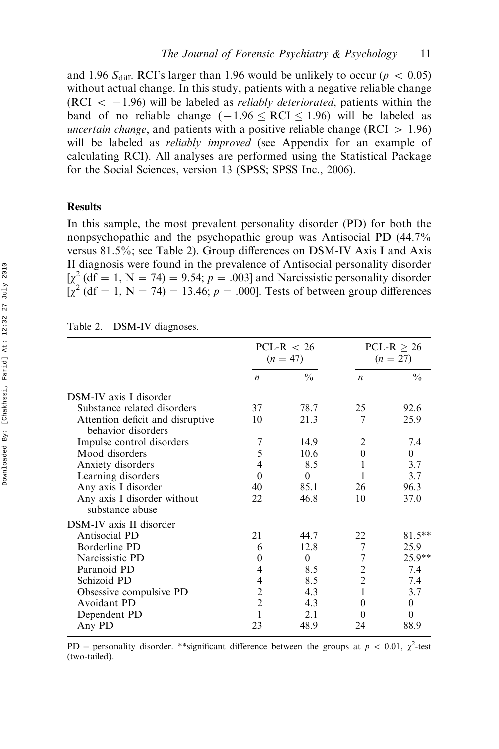and 1.96 $S_{diff}$. RCI's larger than 1.96 would be unlikely to occur ($p < 0.05$) without actual change. In this study, patients with a negative reliable change (RCI $< -1.96$) will be labeled as *reliably deteriorated*, patients within the band of no reliable change ($-1.96 \leq$ RCI $\leq 1.96$) will be labeled as *uncertain change*, and patients with a positive reliable change (RCI $> 1.96$) will be labeled as *reliably improved* (see Appendix for an example of calculating RCI). All analyses are performed using the Statistical Package for the Social Sciences, version 13 (SPSS; SPSS Inc., 2006).

### Results

In this sample, the most prevalent personality disorder (PD) for both the nonpsychopathic and the psychopathic group was Antisocial PD (44.7% versus 81.5%; see Table 2). Group differences on DSM-IV Axis I and Axis II diagnosis were found in the prevalence of Antisocial personality disorder [$\chi^2$ (df = 1, N = 74) = 9.54; $p = .003$] and Narcissistic personality disorder [$\chi^2$ (df = 1, N = 74) = 13.46; $p = .000$]. Tests of between group differences

Table 2. DSM-IV diagnoses.

| | PCL-R $< 26$ ($n = 47$) | | PCL-R $\geq 26$ ($n = 27$) | |
|---|---|---|---|---|
| | $n$ | % | $n$ | % |
| DSM-IV axis I disorder | | | | |
| Substance related disorders | 37 | 78.7 | 25 | 92.6 |
| Attention deficit and disruptive behavior disorders | 10 | 21.3 | 7 | 25.9 |
| Impulse control disorders | 7 | 14.9 | 2 | 7.4 |
| Mood disorders | 5 | 10.6 | 0 | 0 |
| Anxiety disorders | 4 | 8.5 | 1 | 3.7 |
| Learning disorders | 0 | 0 | 1 | 3.7 |
| Any axis I disorder | 40 | 85.1 | 26 | 96.3 |
| Any axis I disorder without substance abuse | 22 | 46.8 | 10 | 37.0 |
| DSM-IV axis II disorder | | | | |
| Antisocial PD | 21 | 44.7 | 22 | 81.5** |
| Borderline PD | 6 | 12.8 | 7 | 25.9 |
| Narcissistic PD | 0 | 0 | 7 | 25.9** |
| Paranoid PD | 4 | 8.5 | 2 | 7.4 |
| Schizoid PD | 4 | 8.5 | 2 | 7.4 |
| Obsessive compulsive PD | 2 | 4.3 | 1 | 3.7 |
| Avoidant PD | 2 | 4.3 | 0 | 0 |
| Dependent PD | 1 | 2.1 | 0 | 0 |
| Any PD | 23 | 48.9 | 24 | 88.9 |

PD = personality disorder. **significant difference between the groups at $p < 0.01$, $\chi^2$-test (two-tailed).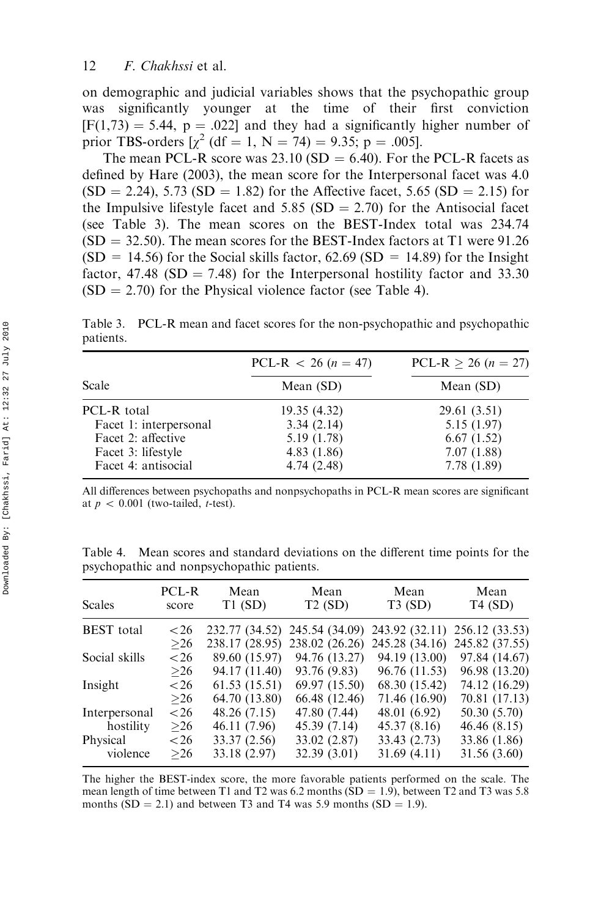on demographic and judicial variables shows that the psychopathic group was significantly younger at the time of their first conviction [$F(1,73) = 5.44$, $p = .022$] and they had a significantly higher number of prior TBS-orders [$\chi^2$ (df = 1, N = 74) = 9.35; $p = .005$].

The mean PCL-R score was 23.10 (SD = 6.40). For the PCL-R facets as defined by Hare (2003), the mean score for the Interpersonal facet was 4.0 (SD = 2.24), 5.73 (SD = 1.82) for the Affective facet, 5.65 (SD = 2.15) for the Impulsive lifestyle facet and 5.85 (SD = 2.70) for the Antisocial facet (see Table 3). The mean scores on the BEST-Index total was 234.74 (SD = 32.50). The mean scores for the BEST-Index factors at T1 were 91.26 (SD = 14.56) for the Social skills factor, 62.69 (SD = 14.89) for the Insight factor, 47.48 (SD = 7.48) for the Interpersonal hostility factor and 33.30 (SD = 2.70) for the Physical violence factor (see Table 4).

Table 3. PCL-R mean and facet scores for the non-psychopathic and psychopathic patients.

| Scale | PCL-R $< 26$ ($n = 47$) Mean (SD) | PCL-R $\geq 26$ ($n = 27$) Mean (SD) |
|---|---|---|
| PCL-R total | 19.35 (4.32) | 29.61 (3.51) |
| Facet 1: interpersonal | 3.34 (2.14) | 5.15 (1.97) |
| Facet 2: affective | 5.19 (1.78) | 6.67 (1.52) |
| Facet 3: lifestyle | 4.83 (1.86) | 7.07 (1.88) |
| Facet 4: antisocial | 4.74 (2.48) | 7.78 (1.89) |

All differences between psychopaths and nonpsychopaths in PCL-R mean scores are significant at $p < 0.001$ (two-tailed, $t$-test).

Table 4. Mean scores and standard deviations on the different time points for the psychopathic and nonpsychopathic patients.

| Scales | PCL-R score | Mean T1 (SD) | Mean T2 (SD) | Mean T3 (SD) | Mean T4 (SD) |
|---|---|---|---|---|---|
| BEST total | $<26$ | 232.77 (34.52) | 245.54 (34.09) | 243.92 (32.11) | 256.12 (33.53) |
| | $\geq 26$ | 238.17 (28.95) | 238.02 (26.26) | 245.28 (34.16) | 245.82 (37.55) |
| Social skills | $<26$ | 89.60 (15.97) | 94.76 (13.27) | 94.19 (13.00) | 97.84 (14.67) |
| | $\geq 26$ | 94.17 (11.40) | 93.76 (9.83) | 96.76 (11.53) | 96.98 (13.20) |
| Insight | $<26$ | 61.53 (15.51) | 69.97 (15.50) | 68.30 (15.42) | 74.12 (16.29) |
| | $\geq 26$ | 64.70 (13.80) | 66.48 (12.46) | 71.46 (16.90) | 70.81 (17.13) |
| Interpersonal hostility | $<26$ | 48.26 (7.15) | 47.80 (7.44) | 48.01 (6.92) | 50.30 (5.70) |
| | $\geq 26$ | 46.11 (7.96) | 45.39 (7.14) | 45.37 (8.16) | 46.46 (8.15) |
| Physical violence | $<26$ | 33.37 (2.56) | 33.02 (2.87) | 33.43 (2.73) | 33.86 (1.86) |
| | $\geq 26$ | 33.18 (2.97) | 32.39 (3.01) | 31.69 (4.11) | 31.56 (3.60) |

The higher the BEST-index score, the more favorable patients performed on the scale. The mean length of time between T1 and T2 was 6.2 months (SD = 1.9), between T2 and T3 was 5.8 months (SD = 2.1) and between T3 and T4 was 5.9 months (SD = 1.9).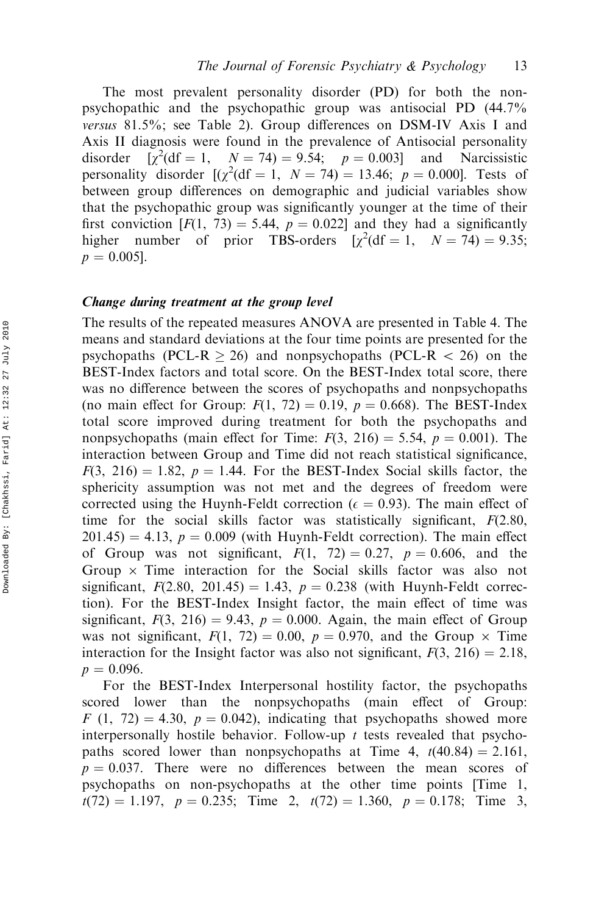The most prevalent personality disorder (PD) for both the non-psychopathic and the psychopathic group was antisocial PD (44.7% *versus* 81.5%; see Table 2). Group differences on DSM-IV Axis I and Axis II diagnosis were found in the prevalence of Antisocial personality disorder [$\chi^2$(df = 1, $N$ = 74) = 9.54; $p$ = 0.003] and Narcissistic personality disorder [($\chi^2$(df = 1, $N$ = 74) = 13.46; $p$ = 0.000]. Tests of between group differences on demographic and judicial variables show that the psychopathic group was significantly younger at the time of their first conviction [$F(1, 73) = 5.44$, $p = 0.022$] and they had a significantly higher number of prior TBS-orders [$\chi^2$(df = 1, $N$ = 74) = 9.35; $p = 0.005$].

### *Change during treatment at the group level*

The results of the repeated measures ANOVA are presented in Table 4. The means and standard deviations at the four time points are presented for the psychopaths (PCL-R $\geq$ 26) and nonpsychopaths (PCL-R $<$ 26) on the BEST-Index factors and total score. On the BEST-Index total score, there was no difference between the scores of psychopaths and nonpsychopaths (no main effect for Group: $F(1, 72) = 0.19$, $p = 0.668$). The BEST-Index total score improved during treatment for both the psychopaths and nonpsychopaths (main effect for Time: $F(3, 216) = 5.54$, $p = 0.001$). The interaction between Group and Time did not reach statistical significance, $F(3, 216) = 1.82$, $p = 1.44$. For the BEST-Index Social skills factor, the sphericity assumption was not met and the degrees of freedom were corrected using the Huynh-Feldt correction ($\epsilon = 0.93$). The main effect of time for the social skills factor was statistically significant, $F(2.80, 201.45) = 4.13$, $p = 0.009$ (with Huynh-Feldt correction). The main effect of Group was not significant, $F(1, 72) = 0.27$, $p = 0.606$, and the Group $\times$ Time interaction for the Social skills factor was also not significant, $F(2.80, 201.45) = 1.43$, $p = 0.238$ (with Huynh-Feldt correction). For the BEST-Index Insight factor, the main effect of time was significant, $F(3, 216) = 9.43$, $p = 0.000$. Again, the main effect of Group was not significant, $F(1, 72) = 0.00$, $p = 0.970$, and the Group $\times$ Time interaction for the Insight factor was also not significant, $F(3, 216) = 2.18$, $p = 0.096$.

For the BEST-Index Interpersonal hostility factor, the psychopaths scored lower than the nonpsychopaths (main effect of Group: $F(1, 72) = 4.30$, $p = 0.042$), indicating that psychopaths showed more interpersonally hostile behavior. Follow-up $t$ tests revealed that psychopaths scored lower than nonpsychopaths at Time 4, $t(40.84) = 2.161$, $p = 0.037$. There were no differences between the mean scores of psychopaths on non-psychopaths at the other time points [Time 1, $t(72) = 1.197$, $p = 0.235$; Time 2, $t(72) = 1.360$, $p = 0.178$; Time 3,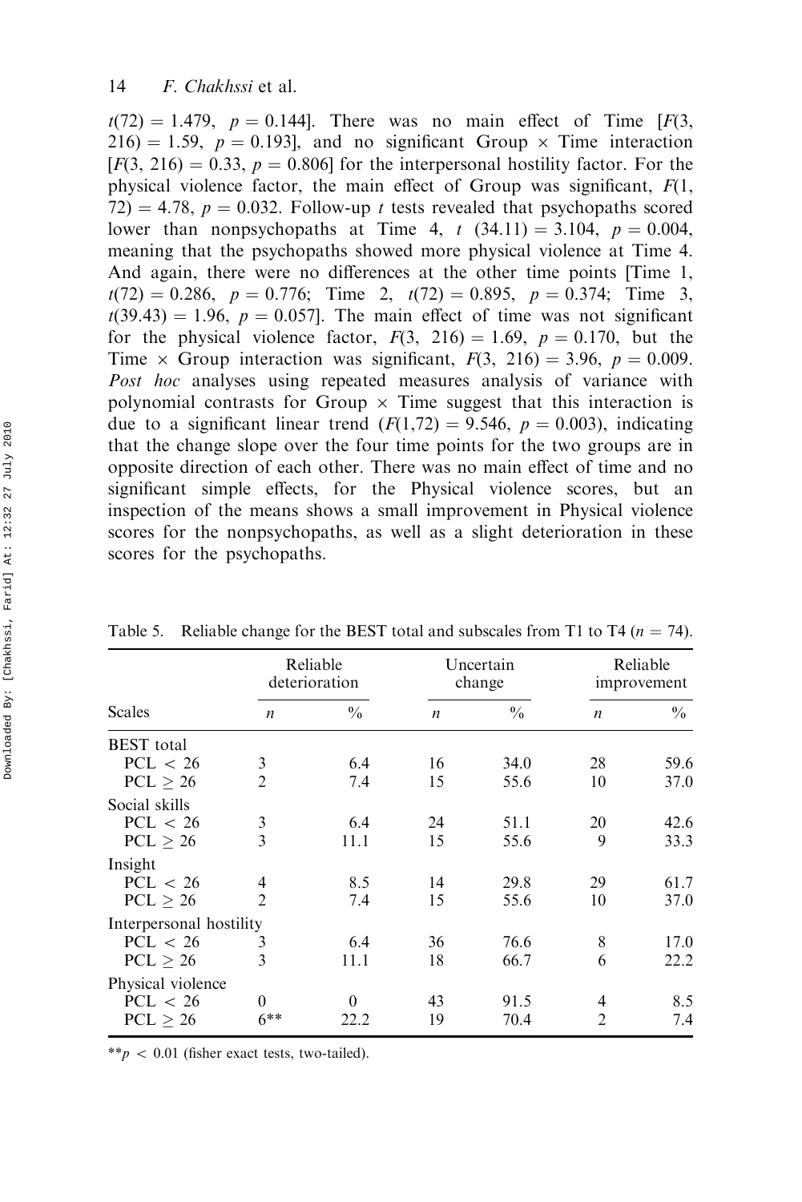$t(72) = 1.479$, $p = 0.144$]. There was no main effect of Time [$F(3, 216) = 1.59$, $p = 0.193$], and no significant Group × Time interaction [$F(3, 216) = 0.33$, $p = 0.806$] for the interpersonal hostility factor. For the physical violence factor, the main effect of Group was significant, $F(1, 72) = 4.78$, $p = 0.032$. Follow-up $t$ tests revealed that psychopaths scored lower than nonpsychopaths at Time 4, $t$ $(34.11) = 3.104$, $p = 0.004$, meaning that the psychopaths showed more physical violence at Time 4. And again, there were no differences at the other time points [Time 1, $t(72) = 0.286$, $p = 0.776$; Time 2, $t(72) = 0.895$, $p = 0.374$; Time 3, $t(39.43) = 1.96$, $p = 0.057$]. The main effect of time was not significant for the physical violence factor, $F(3, 216) = 1.69$, $p = 0.170$, but the Time × Group interaction was significant, $F(3, 216) = 3.96$, $p = 0.009$. *Post hoc* analyses using repeated measures analysis of variance with polynomial contrasts for Group × Time suggest that this interaction is due to a significant linear trend ($F(1,72) = 9.546$, $p = 0.003$), indicating that the change slope over the four time points for the two groups are in opposite direction of each other. There was no main effect of time and no significant simple effects, for the Physical violence scores, but an inspection of the means shows a small improvement in Physical violence scores for the nonpsychopaths, as well as a slight deterioration in these scores for the psychopaths.

Table 5. Reliable change for the BEST total and subscales from T1 to T4 ($n = 74$).

| | Reliable deterioration | | Uncertain change | | Reliable improvement | |
|---|---|---|---|---|---|---|
| Scales | $n$ | % | $n$ | % | $n$ | % |
| BEST total | | | | | | |
| PCL < 26 | 3 | 6.4 | 16 | 34.0 | 28 | 59.6 |
| PCL ≥ 26 | 2 | 7.4 | 15 | 55.6 | 10 | 37.0 |
| Social skills | | | | | | |
| PCL < 26 | 3 | 6.4 | 24 | 51.1 | 20 | 42.6 |
| PCL ≥ 26 | 3 | 11.1 | 15 | 55.6 | 9 | 33.3 |
| Insight | | | | | | |
| PCL < 26 | 4 | 8.5 | 14 | 29.8 | 29 | 61.7 |
| PCL ≥ 26 | 2 | 7.4 | 15 | 55.6 | 10 | 37.0 |
| Interpersonal hostility | | | | | | |
| PCL < 26 | 3 | 6.4 | 36 | 76.6 | 8 | 17.0 |
| PCL ≥ 26 | 3 | 11.1 | 18 | 66.7 | 6 | 22.2 |
| Physical violence | | | | | | |
| PCL < 26 | 0 | 0 | 43 | 91.5 | 4 | 8.5 |
| PCL ≥ 26 | 6** | 22.2 | 19 | 70.4 | 2 | 7.4 |

**$p < 0.01$ (fisher exact tests, two-tailed).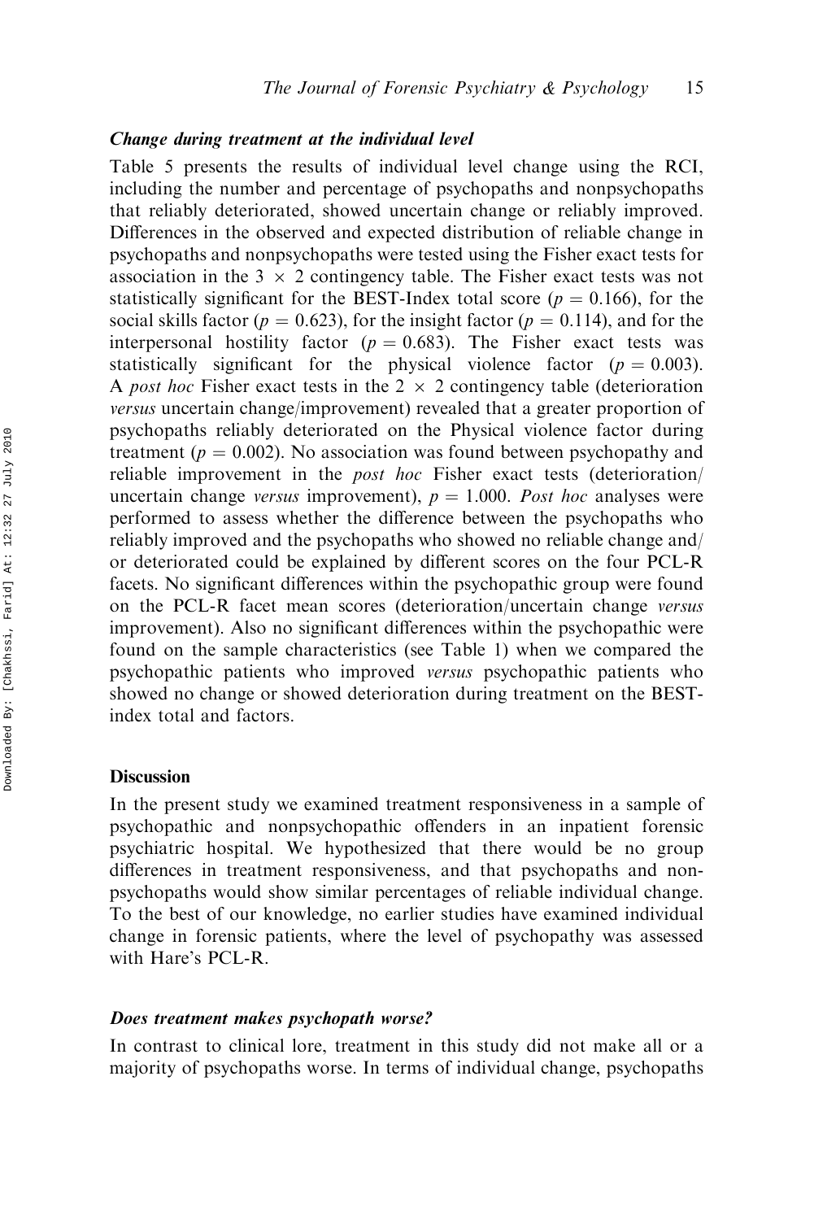### *Change during treatment at the individual level*

Table 5 presents the results of individual level change using the RCI, including the number and percentage of psychopaths and nonpsychopaths that reliably deteriorated, showed uncertain change or reliably improved. Differences in the observed and expected distribution of reliable change in psychopaths and nonpsychopaths were tested using the Fisher exact tests for association in the $3 \times 2$ contingency table. The Fisher exact tests was not statistically significant for the BEST-Index total score ($p = 0.166$), for the social skills factor ($p = 0.623$), for the insight factor ($p = 0.114$), and for the interpersonal hostility factor ($p = 0.683$). The Fisher exact tests was statistically significant for the physical violence factor ($p = 0.003$). A *post hoc* Fisher exact tests in the $2 \times 2$ contingency table (deterioration *versus* uncertain change/improvement) revealed that a greater proportion of psychopaths reliably deteriorated on the Physical violence factor during treatment ($p = 0.002$). No association was found between psychopathy and reliable improvement in the *post hoc* Fisher exact tests (deterioration/uncertain change *versus* improvement), $p = 1.000$. *Post hoc* analyses were performed to assess whether the difference between the psychopaths who reliably improved and the psychopaths who showed no reliable change and/or deteriorated could be explained by different scores on the four PCL-R facets. No significant differences within the psychopathic group were found on the PCL-R facet mean scores (deterioration/uncertain change *versus* improvement). Also no significant differences within the psychopathic were found on the sample characteristics (see Table 1) when we compared the psychopathic patients who improved *versus* psychopathic patients who showed no change or showed deterioration during treatment on the BEST-index total and factors.

## Discussion

In the present study we examined treatment responsiveness in a sample of psychopathic and nonpsychopathic offenders in an inpatient forensic psychiatric hospital. We hypothesized that there would be no group differences in treatment responsiveness, and that psychopaths and nonpsychopaths would show similar percentages of reliable individual change. To the best of our knowledge, no earlier studies have examined individual change in forensic patients, where the level of psychopathy was assessed with Hare's PCL-R.

### *Does treatment makes psychopath worse?*

In contrast to clinical lore, treatment in this study did not make all or a majority of psychopaths worse. In terms of individual change, psychopaths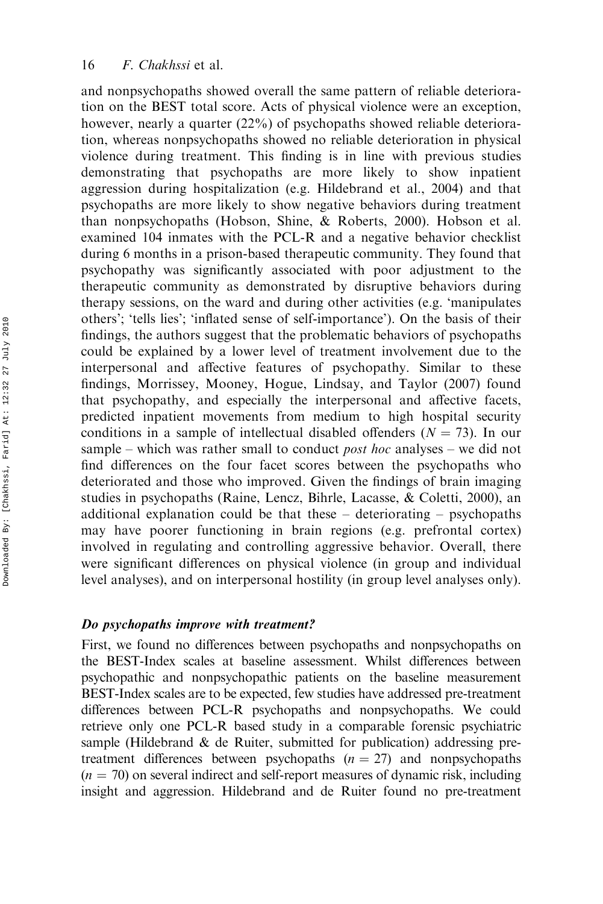and nonpsychopaths showed overall the same pattern of reliable deterioration on the BEST total score. Acts of physical violence were an exception, however, nearly a quarter (22%) of psychopaths showed reliable deterioration, whereas nonpsychopaths showed no reliable deterioration in physical violence during treatment. This finding is in line with previous studies demonstrating that psychopaths are more likely to show inpatient aggression during hospitalization (e.g. Hildebrand et al., 2004) and that psychopaths are more likely to show negative behaviors during treatment than nonpsychopaths (Hobson, Shine, & Roberts, 2000). Hobson et al. examined 104 inmates with the PCL-R and a negative behavior checklist during 6 months in a prison-based therapeutic community. They found that psychopathy was significantly associated with poor adjustment to the therapeutic community as demonstrated by disruptive behaviors during therapy sessions, on the ward and during other activities (e.g. 'manipulates others'; 'tells lies'; 'inflated sense of self-importance'). On the basis of their findings, the authors suggest that the problematic behaviors of psychopaths could be explained by a lower level of treatment involvement due to the interpersonal and affective features of psychopathy. Similar to these findings, Morrissey, Mooney, Hogue, Lindsay, and Taylor (2007) found that psychopathy, and especially the interpersonal and affective facets, predicted inpatient movements from medium to high hospital security conditions in a sample of intellectual disabled offenders ($N = 73$). In our sample – which was rather small to conduct *post hoc* analyses – we did not find differences on the four facet scores between the psychopaths who deteriorated and those who improved. Given the findings of brain imaging studies in psychopaths (Raine, Lencz, Bihrle, Lacasse, & Coletti, 2000), an additional explanation could be that these – deteriorating – psychopaths may have poorer functioning in brain regions (e.g. prefrontal cortex) involved in regulating and controlling aggressive behavior. Overall, there were significant differences on physical violence (in group and individual level analyses), and on interpersonal hostility (in group level analyses only).

### *Do psychopaths improve with treatment?*

First, we found no differences between psychopaths and nonpsychopaths on the BEST-Index scales at baseline assessment. Whilst differences between psychopathic and nonpsychopathic patients on the baseline measurement BEST-Index scales are to be expected, few studies have addressed pre-treatment differences between PCL-R psychopaths and nonpsychopaths. We could retrieve only one PCL-R based study in a comparable forensic psychiatric sample (Hildebrand & de Ruiter, submitted for publication) addressing pre-treatment differences between psychopaths ($n = 27$) and nonpsychopaths ($n = 70$) on several indirect and self-report measures of dynamic risk, including insight and aggression. Hildebrand and de Ruiter found no pre-treatment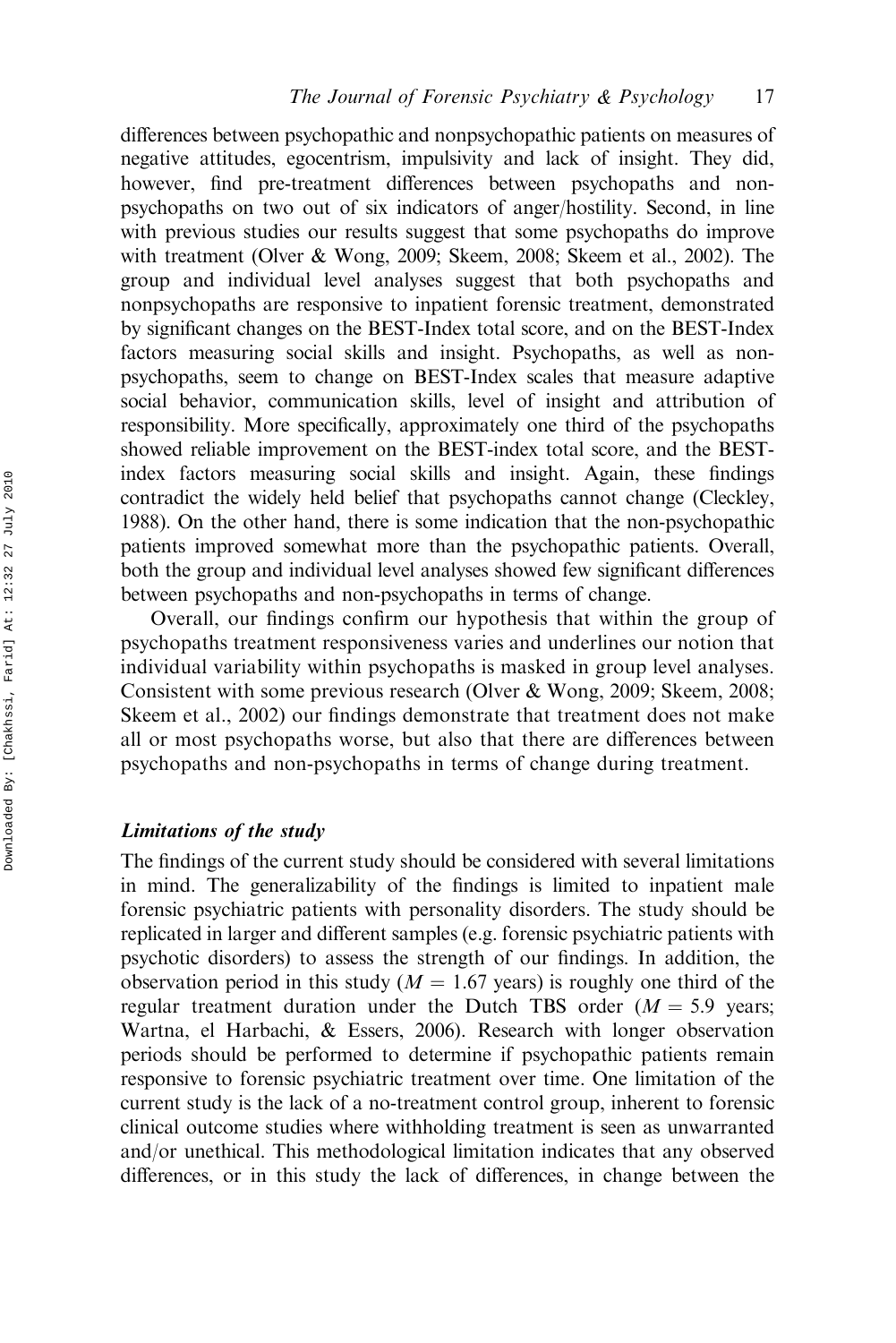differences between psychopathic and nonpsychopathic patients on measures of negative attitudes, egocentrism, impulsivity and lack of insight. They did, however, find pre-treatment differences between psychopaths and non-psychopaths on two out of six indicators of anger/hostility. Second, in line with previous studies our results suggest that some psychopaths do improve with treatment (Olver & Wong, 2009; Skeem, 2008; Skeem et al., 2002). The group and individual level analyses suggest that both psychopaths and nonpsychopaths are responsive to inpatient forensic treatment, demonstrated by significant changes on the BEST-Index total score, and on the BEST-Index factors measuring social skills and insight. Psychopaths, as well as non-psychopaths, seem to change on BEST-Index scales that measure adaptive social behavior, communication skills, level of insight and attribution of responsibility. More specifically, approximately one third of the psychopaths showed reliable improvement on the BEST-index total score, and the BEST-index factors measuring social skills and insight. Again, these findings contradict the widely held belief that psychopaths cannot change (Cleckley, 1988). On the other hand, there is some indication that the non-psychopathic patients improved somewhat more than the psychopathic patients. Overall, both the group and individual level analyses showed few significant differences between psychopaths and non-psychopaths in terms of change.

Overall, our findings confirm our hypothesis that within the group of psychopaths treatment responsiveness varies and underlines our notion that individual variability within psychopaths is masked in group level analyses. Consistent with some previous research (Olver & Wong, 2009; Skeem, 2008; Skeem et al., 2002) our findings demonstrate that treatment does not make all or most psychopaths worse, but also that there are differences between psychopaths and non-psychopaths in terms of change during treatment.

### *Limitations of the study*

The findings of the current study should be considered with several limitations in mind. The generalizability of the findings is limited to inpatient male forensic psychiatric patients with personality disorders. The study should be replicated in larger and different samples (e.g. forensic psychiatric patients with psychotic disorders) to assess the strength of our findings. In addition, the observation period in this study ($M = 1.67$ years) is roughly one third of the regular treatment duration under the Dutch TBS order ($M = 5.9$ years; Wartna, el Harbachi, & Essers, 2006). Research with longer observation periods should be performed to determine if psychopathic patients remain responsive to forensic psychiatric treatment over time. One limitation of the current study is the lack of a no-treatment control group, inherent to forensic clinical outcome studies where withholding treatment is seen as unwarranted and/or unethical. This methodological limitation indicates that any observed differences, or in this study the lack of differences, in change between the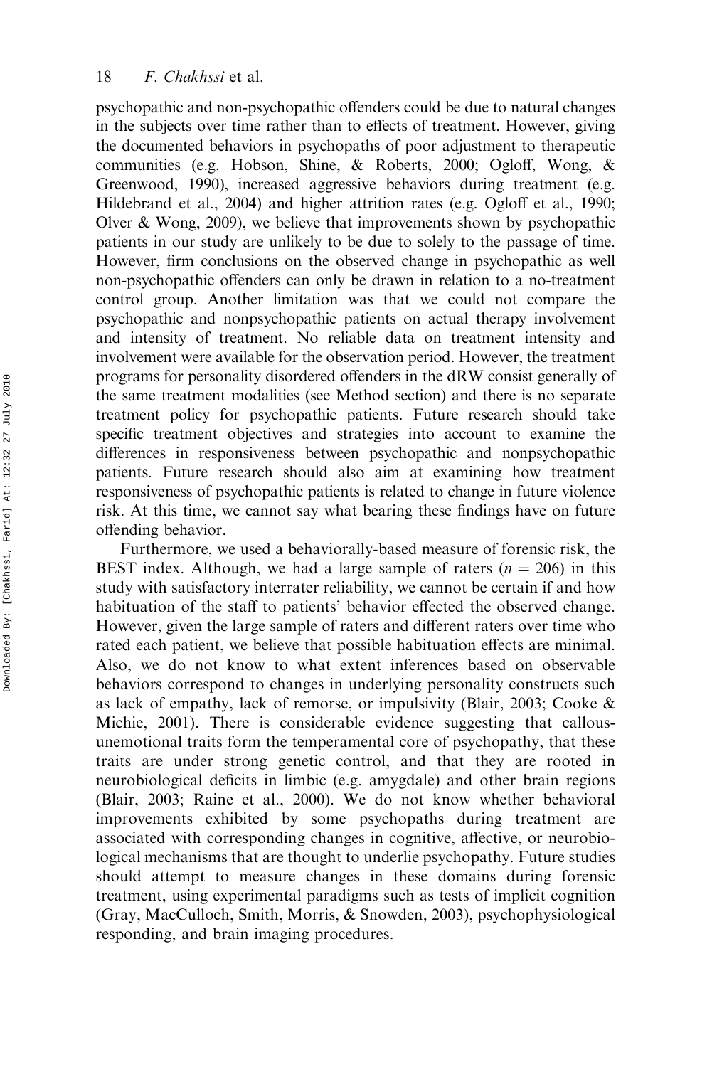psychopathic and non-psychopathic offenders could be due to natural changes in the subjects over time rather than to effects of treatment. However, giving the documented behaviors in psychopaths of poor adjustment to therapeutic communities (e.g. Hobson, Shine, & Roberts, 2000; Ogloff, Wong, & Greenwood, 1990), increased aggressive behaviors during treatment (e.g. Hildebrand et al., 2004) and higher attrition rates (e.g. Ogloff et al., 1990; Olver & Wong, 2009), we believe that improvements shown by psychopathic patients in our study are unlikely to be due to solely to the passage of time. However, firm conclusions on the observed change in psychopathic as well non-psychopathic offenders can only be drawn in relation to a no-treatment control group. Another limitation was that we could not compare the psychopathic and nonpsychopathic patients on actual therapy involvement and intensity of treatment. No reliable data on treatment intensity and involvement were available for the observation period. However, the treatment programs for personality disordered offenders in the dRW consist generally of the same treatment modalities (see Method section) and there is no separate treatment policy for psychopathic patients. Future research should take specific treatment objectives and strategies into account to examine the differences in responsiveness between psychopathic and nonpsychopathic patients. Future research should also aim at examining how treatment responsiveness of psychopathic patients is related to change in future violence risk. At this time, we cannot say what bearing these findings have on future offending behavior.

Furthermore, we used a behaviorally-based measure of forensic risk, the BEST index. Although, we had a large sample of raters ($n = 206$) in this study with satisfactory interrater reliability, we cannot be certain if and how habituation of the staff to patients' behavior effected the observed change. However, given the large sample of raters and different raters over time who rated each patient, we believe that possible habituation effects are minimal. Also, we do not know to what extent inferences based on observable behaviors correspond to changes in underlying personality constructs such as lack of empathy, lack of remorse, or impulsivity (Blair, 2003; Cooke & Michie, 2001). There is considerable evidence suggesting that callous-unemotional traits form the temperamental core of psychopathy, that these traits are under strong genetic control, and that they are rooted in neurobiological deficits in limbic (e.g. amygdale) and other brain regions (Blair, 2003; Raine et al., 2000). We do not know whether behavioral improvements exhibited by some psychopaths during treatment are associated with corresponding changes in cognitive, affective, or neurobiological mechanisms that are thought to underlie psychopathy. Future studies should attempt to measure changes in these domains during forensic treatment, using experimental paradigms such as tests of implicit cognition (Gray, MacCulloch, Smith, Morris, & Snowden, 2003), psychophysiological responding, and brain imaging procedures.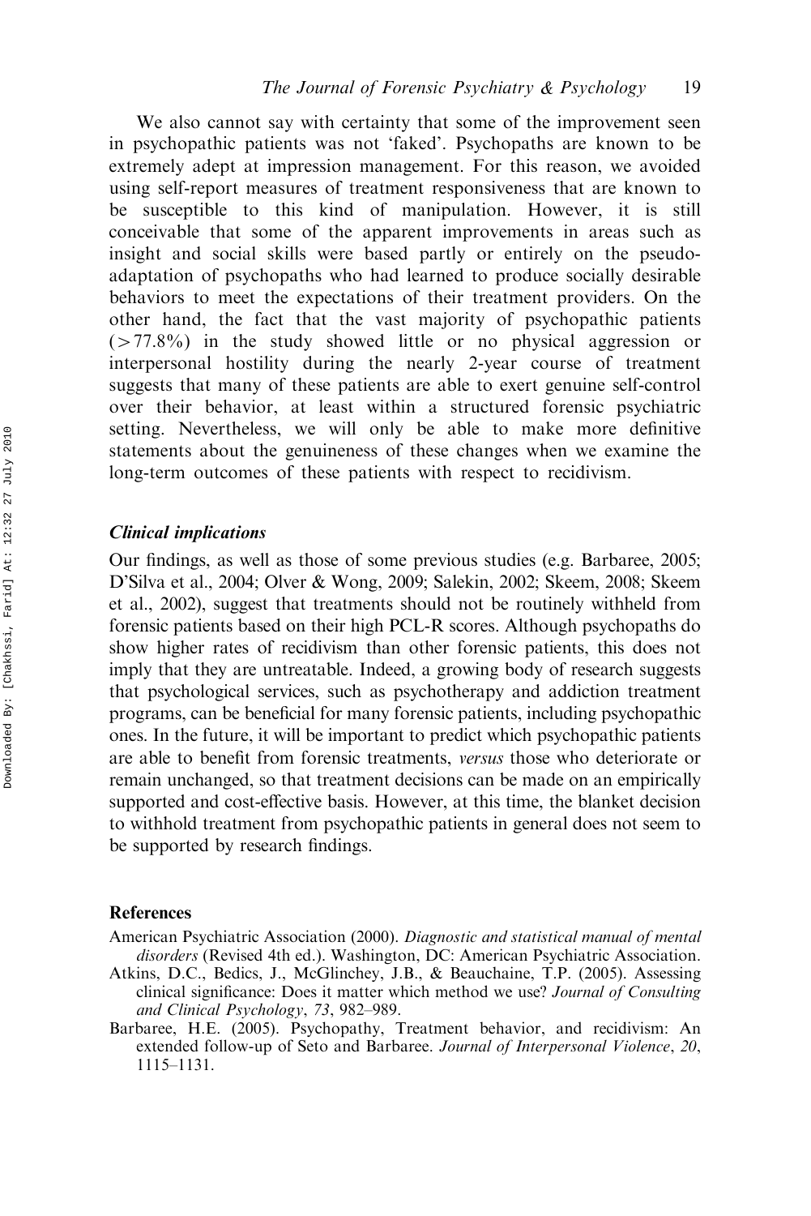We also cannot say with certainty that some of the improvement seen in psychopathic patients was not 'faked'. Psychopaths are known to be extremely adept at impression management. For this reason, we avoided using self-report measures of treatment responsiveness that are known to be susceptible to this kind of manipulation. However, it is still conceivable that some of the apparent improvements in areas such as insight and social skills were based partly or entirely on the pseudo-adaptation of psychopaths who had learned to produce socially desirable behaviors to meet the expectations of their treatment providers. On the other hand, the fact that the vast majority of psychopathic patients ($>77.8\%$) in the study showed little or no physical aggression or interpersonal hostility during the nearly 2-year course of treatment suggests that many of these patients are able to exert genuine self-control over their behavior, at least within a structured forensic psychiatric setting. Nevertheless, we will only be able to make more definitive statements about the genuineness of these changes when we examine the long-term outcomes of these patients with respect to recidivism.

### *Clinical implications*

Our findings, as well as those of some previous studies (e.g. Barbaree, 2005; D'Silva et al., 2004; Olver & Wong, 2009; Salekin, 2002; Skeem, 2008; Skeem et al., 2002), suggest that treatments should not be routinely withheld from forensic patients based on their high PCL-R scores. Although psychopaths do show higher rates of recidivism than other forensic patients, this does not imply that they are untreatable. Indeed, a growing body of research suggests that psychological services, such as psychotherapy and addiction treatment programs, can be beneficial for many forensic patients, including psychopathic ones. In the future, it will be important to predict which psychopathic patients are able to benefit from forensic treatments, *versus* those who deteriorate or remain unchanged, so that treatment decisions can be made on an empirically supported and cost-effective basis. However, at this time, the blanket decision to withhold treatment from psychopathic patients in general does not seem to be supported by research findings.

## References

American Psychiatric Association (2000). *Diagnostic and statistical manual of mental disorders* (Revised 4th ed.). Washington, DC: American Psychiatric Association.

Atkins, D.C., Bedics, J., McGlinchey, J.B., & Beauchaine, T.P. (2005). Assessing clinical significance: Does it matter which method we use? *Journal of Consulting and Clinical Psychology*, *73*, 982–989.

Barbaree, H.E. (2005). Psychopathy, Treatment behavior, and recidivism: An extended follow-up of Seto and Barbaree. *Journal of Interpersonal Violence*, *20*, 1115–1131.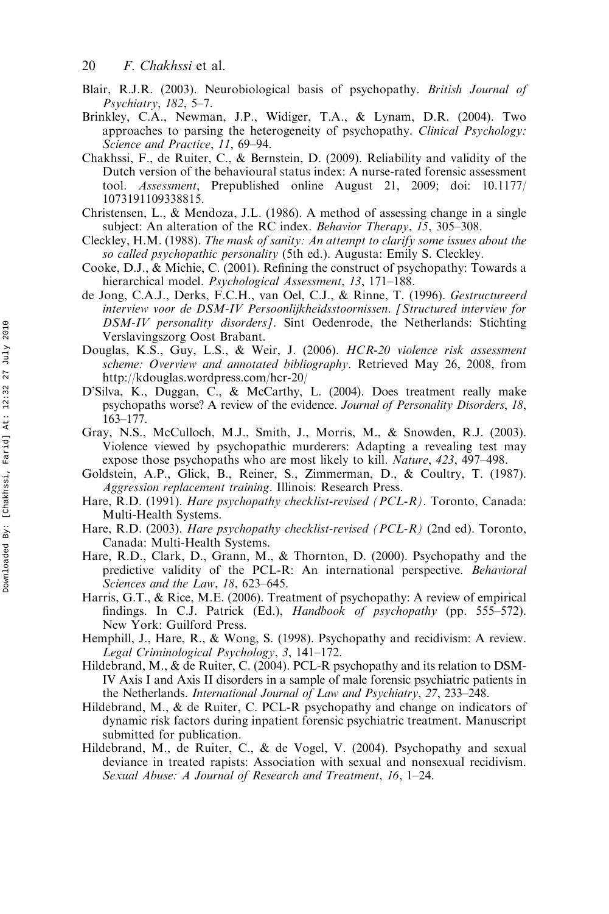Blair, R.J.R. (2003). Neurobiological basis of psychopathy. *British Journal of Psychiatry*, *182*, 5–7.

Brinkley, C.A., Newman, J.P., Widiger, T.A., & Lynam, D.R. (2004). Two approaches to parsing the heterogeneity of psychopathy. *Clinical Psychology: Science and Practice*, *11*, 69–94.

Chakhssi, F., de Ruiter, C., & Bernstein, D. (2009). Reliability and validity of the Dutch version of the behavioural status index: A nurse-rated forensic assessment tool. *Assessment*, Prepublished online August 21, 2009; doi: 10.1177/1073191109338815.

Christensen, L., & Mendoza, J.L. (1986). A method of assessing change in a single subject: An alteration of the RC index. *Behavior Therapy*, *15*, 305–308.

Cleckley, H.M. (1988). *The mask of sanity: An attempt to clarify some issues about the so called psychopathic personality* (5th ed.). Augusta: Emily S. Cleckley.

Cooke, D.J., & Michie, C. (2001). Refining the construct of psychopathy: Towards a hierarchical model. *Psychological Assessment*, *13*, 171–188.

de Jong, C.A.J., Derks, F.C.H., van Oel, C.J., & Rinne, T. (1996). *Gestructureerd interview voor de DSM-IV Persoonlijkheidsstoornissen. [Structured interview for DSM-IV personality disorders]*. Sint Oedenrode, the Netherlands: Stichting Verslavingszorg Oost Brabant.

Douglas, K.S., Guy, L.S., & Weir, J. (2006). *HCR-20 violence risk assessment scheme: Overview and annotated bibliography*. Retrieved May 26, 2008, from http://kdouglas.wordpress.com/hcr-20/

D'Silva, K., Duggan, C., & McCarthy, L. (2004). Does treatment really make psychopaths worse? A review of the evidence. *Journal of Personality Disorders*, *18*, 163–177.

Gray, N.S., McCulloch, M.J., Smith, J., Morris, M., & Snowden, R.J. (2003). Violence viewed by psychopathic murderers: Adapting a revealing test may expose those psychopaths who are most likely to kill. *Nature*, *423*, 497–498.

Goldstein, A.P., Glick, B., Reiner, S., Zimmerman, D., & Coultry, T. (1987). *Aggression replacement training*. Illinois: Research Press.

Hare, R.D. (1991). *Hare psychopathy checklist-revised (PCL-R)*. Toronto, Canada: Multi-Health Systems.

Hare, R.D. (2003). *Hare psychopathy checklist-revised (PCL-R)* (2nd ed). Toronto, Canada: Multi-Health Systems.

Hare, R.D., Clark, D., Grann, M., & Thornton, D. (2000). Psychopathy and the predictive validity of the PCL-R: An international perspective. *Behavioral Sciences and the Law*, *18*, 623–645.

Harris, G.T., & Rice, M.E. (2006). Treatment of psychopathy: A review of empirical findings. In C.J. Patrick (Ed.), *Handbook of psychopathy* (pp. 555–572). New York: Guilford Press.

Hemphill, J., Hare, R., & Wong, S. (1998). Psychopathy and recidivism: A review. *Legal Criminological Psychology*, *3*, 141–172.

Hildebrand, M., & de Ruiter, C. (2004). PCL-R psychopathy and its relation to DSM-IV Axis I and Axis II disorders in a sample of male forensic psychiatric patients in the Netherlands. *International Journal of Law and Psychiatry*, *27*, 233–248.

Hildebrand, M., & de Ruiter, C. PCL-R psychopathy and change on indicators of dynamic risk factors during inpatient forensic psychiatric treatment. Manuscript submitted for publication.

Hildebrand, M., de Ruiter, C., & de Vogel, V. (2004). Psychopathy and sexual deviance in treated rapists: Association with sexual and nonsexual recidivism. *Sexual Abuse: A Journal of Research and Treatment*, *16*, 1–24.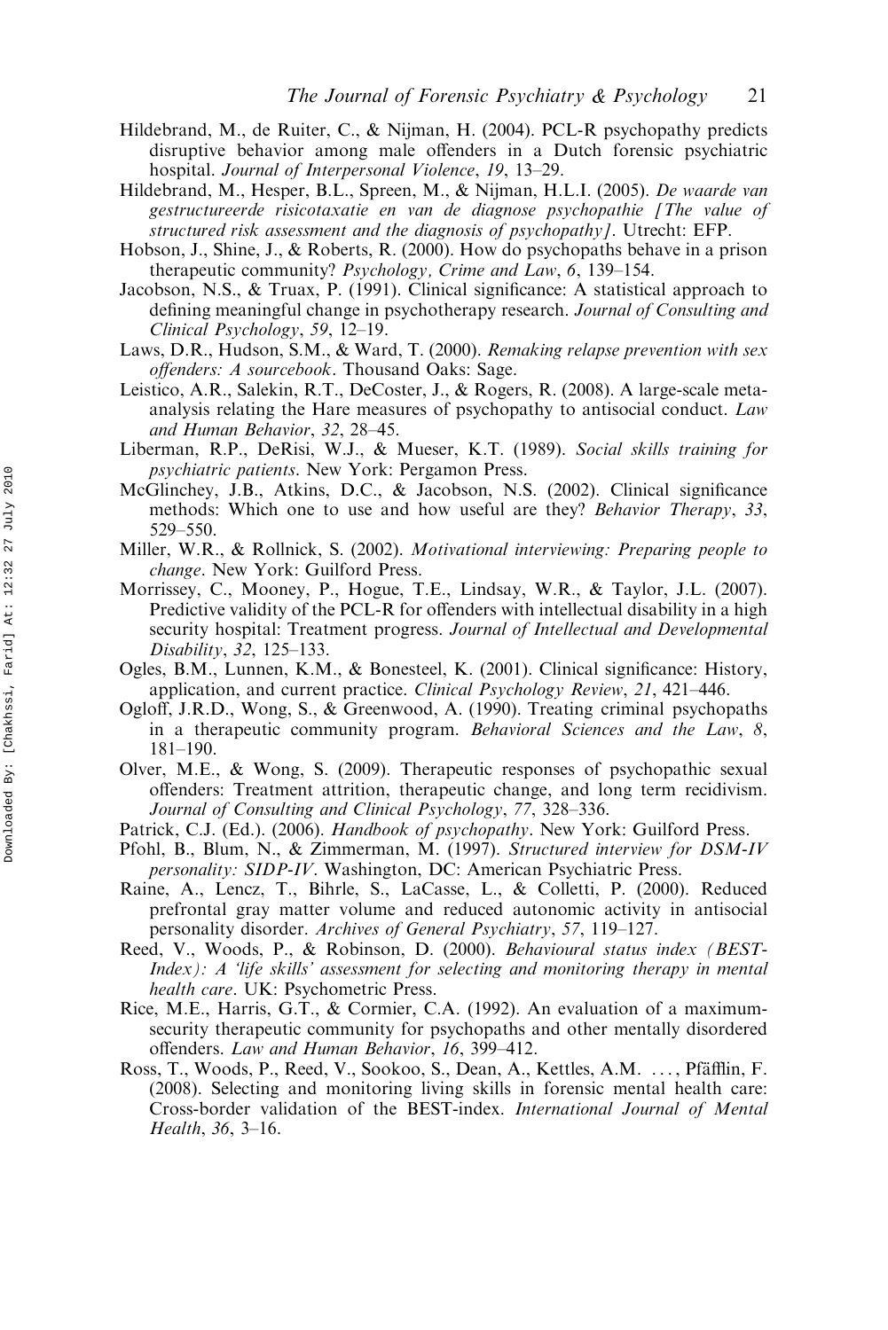Hildebrand, M., de Ruiter, C., & Nijman, H. (2004). PCL-R psychopathy predicts disruptive behavior among male offenders in a Dutch forensic psychiatric hospital. *Journal of Interpersonal Violence*, *19*, 13–29.

Hildebrand, M., Hesper, B.L., Spreen, M., & Nijman, H.L.I. (2005). *De waarde van gestructureerde risicotaxatie en van de diagnose psychopathie [The value of structured risk assessment and the diagnosis of psychopathy]*. Utrecht: EFP.

Hobson, J., Shine, J., & Roberts, R. (2000). How do psychopaths behave in a prison therapeutic community? *Psychology, Crime and Law*, *6*, 139–154.

Jacobson, N.S., & Truax, P. (1991). Clinical significance: A statistical approach to defining meaningful change in psychotherapy research. *Journal of Consulting and Clinical Psychology*, *59*, 12–19.

Laws, D.R., Hudson, S.M., & Ward, T. (2000). *Remaking relapse prevention with sex offenders: A sourcebook*. Thousand Oaks: Sage.

Leistico, A.R., Salekin, R.T., DeCoster, J., & Rogers, R. (2008). A large-scale meta-analysis relating the Hare measures of psychopathy to antisocial conduct. *Law and Human Behavior*, *32*, 28–45.

Liberman, R.P., DeRisi, W.J., & Mueser, K.T. (1989). *Social skills training for psychiatric patients*. New York: Pergamon Press.

McGlinchey, J.B., Atkins, D.C., & Jacobson, N.S. (2002). Clinical significance methods: Which one to use and how useful are they? *Behavior Therapy*, *33*, 529–550.

Miller, W.R., & Rollnick, S. (2002). *Motivational interviewing: Preparing people to change*. New York: Guilford Press.

Morrissey, C., Mooney, P., Hogue, T.E., Lindsay, W.R., & Taylor, J.L. (2007). Predictive validity of the PCL-R for offenders with intellectual disability in a high security hospital: Treatment progress. *Journal of Intellectual and Developmental Disability*, *32*, 125–133.

Ogles, B.M., Lunnen, K.M., & Bonesteel, K. (2001). Clinical significance: History, application, and current practice. *Clinical Psychology Review*, *21*, 421–446.

Ogloff, J.R.D., Wong, S., & Greenwood, A. (1990). Treating criminal psychopaths in a therapeutic community program. *Behavioral Sciences and the Law*, *8*, 181–190.

Olver, M.E., & Wong, S. (2009). Therapeutic responses of psychopathic sexual offenders: Treatment attrition, therapeutic change, and long term recidivism. *Journal of Consulting and Clinical Psychology*, *77*, 328–336.

Patrick, C.J. (Ed.). (2006). *Handbook of psychopathy*. New York: Guilford Press.

Pfohl, B., Blum, N., & Zimmerman, M. (1997). *Structured interview for DSM-IV personality: SIDP-IV*. Washington, DC: American Psychiatric Press.

Raine, A., Lencz, T., Bihrle, S., LaCasse, L., & Colletti, P. (2000). Reduced prefrontal gray matter volume and reduced autonomic activity in antisocial personality disorder. *Archives of General Psychiatry*, *57*, 119–127.

Reed, V., Woods, P., & Robinson, D. (2000). *Behavioural status index (BEST-Index): A 'life skills' assessment for selecting and monitoring therapy in mental health care*. UK: Psychometric Press.

Rice, M.E., Harris, G.T., & Cormier, C.A. (1992). An evaluation of a maximum-security therapeutic community for psychopaths and other mentally disordered offenders. *Law and Human Behavior*, *16*, 399–412.

Ross, T., Woods, P., Reed, V., Sookoo, S., Dean, A., Kettles, A.M. ..., Pfäfflin, F. (2008). Selecting and monitoring living skills in forensic mental health care: Cross-border validation of the BEST-index. *International Journal of Mental Health*, *36*, 3–16.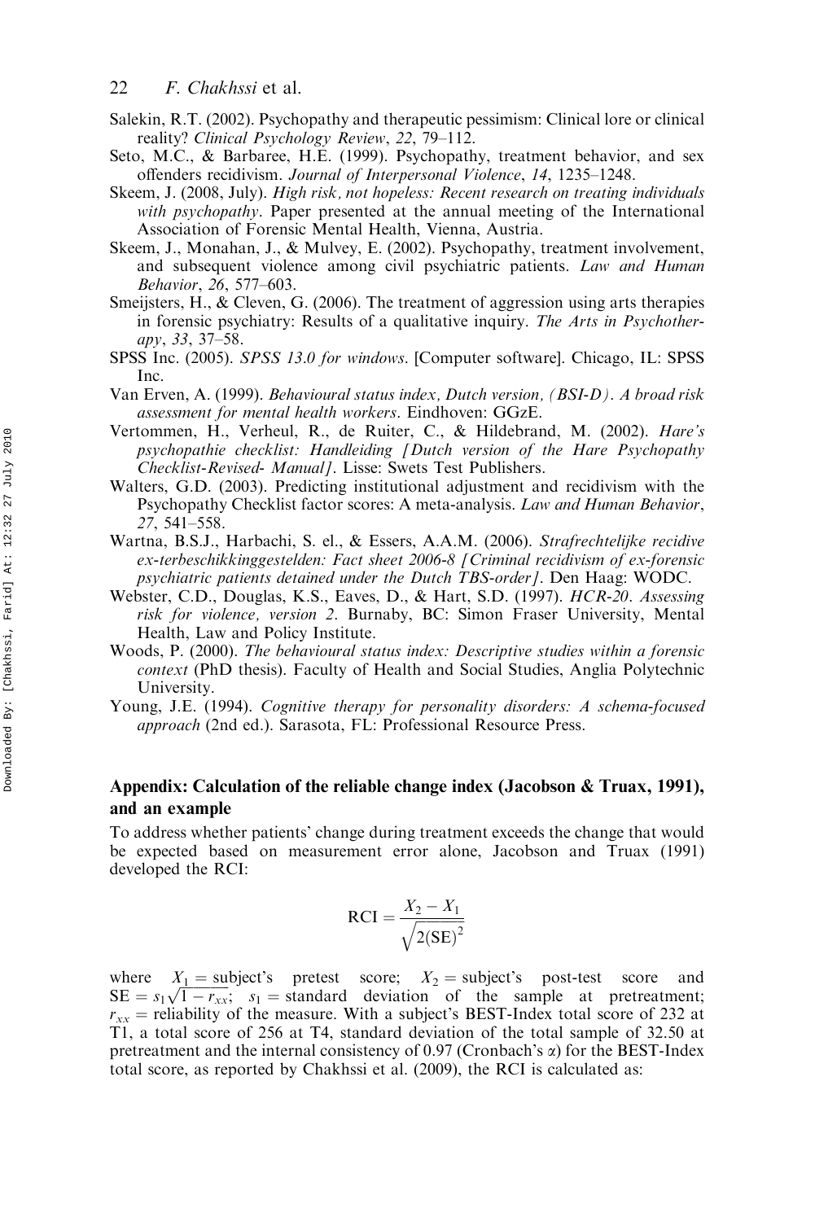Salekin, R.T. (2002). Psychopathy and therapeutic pessimism: Clinical lore or clinical reality? *Clinical Psychology Review*, *22*, 79–112.

Seto, M.C., & Barbaree, H.E. (1999). Psychopathy, treatment behavior, and sex offenders recidivism. *Journal of Interpersonal Violence*, *14*, 1235–1248.

Skeem, J. (2008, July). *High risk, not hopeless: Recent research on treating individuals with psychopathy*. Paper presented at the annual meeting of the International Association of Forensic Mental Health, Vienna, Austria.

Skeem, J., Monahan, J., & Mulvey, E. (2002). Psychopathy, treatment involvement, and subsequent violence among civil psychiatric patients. *Law and Human Behavior*, *26*, 577–603.

Smeijsters, H., & Cleven, G. (2006). The treatment of aggression using arts therapies in forensic psychiatry: Results of a qualitative inquiry. *The Arts in Psychotherapy*, *33*, 37–58.

SPSS Inc. (2005). *SPSS 13.0 for windows*. [Computer software]. Chicago, IL: SPSS Inc.

Van Erven, A. (1999). *Behavioural status index, Dutch version, (BSI-D). A broad risk assessment for mental health workers*. Eindhoven: GGzE.

Vertommen, H., Verheul, R., de Ruiter, C., & Hildebrand, M. (2002). *Hare's psychopathie checklist: Handleiding [Dutch version of the Hare Psychopathy Checklist-Revised- Manual]*. Lisse: Swets Test Publishers.

Walters, G.D. (2003). Predicting institutional adjustment and recidivism with the Psychopathy Checklist factor scores: A meta-analysis. *Law and Human Behavior*, *27*, 541–558.

Wartna, B.S.J., Harbachi, S. el., & Essers, A.A.M. (2006). *Strafrechtelijke recidive ex-terbeschikkinggestelden: Fact sheet 2006-8 [Criminal recidivism of ex-forensic psychiatric patients detained under the Dutch TBS-order]*. Den Haag: WODC.

Webster, C.D., Douglas, K.S., Eaves, D., & Hart, S.D. (1997). *HCR-20. Assessing risk for violence, version 2*. Burnaby, BC: Simon Fraser University, Mental Health, Law and Policy Institute.

Woods, P. (2000). *The behavioural status index: Descriptive studies within a forensic context* (PhD thesis). Faculty of Health and Social Studies, Anglia Polytechnic University.

Young, J.E. (1994). *Cognitive therapy for personality disorders: A schema-focused approach* (2nd ed.). Sarasota, FL: Professional Resource Press.

## Appendix: Calculation of the reliable change index (Jacobson & Truax, 1991), and an example

To address whether patients' change during treatment exceeds the change that would be expected based on measurement error alone, Jacobson and Truax (1991) developed the RCI:

$$\text{RCI} = \frac{X_2 - X_1}{\sqrt{2(\text{SE})^2}}$$

where $X_1$ = subject's pretest score; $X_2$ = subject's post-test score and $\text{SE} = s_1\sqrt{1 - r_{xx}}$; $s_1$ = standard deviation of the sample at pretreatment; $r_{xx}$ = reliability of the measure. With a subject's BEST-Index total score of 232 at T1, a total score of 256 at T4, standard deviation of the total sample of 32.50 at pretreatment and the internal consistency of 0.97 (Cronbach's $\alpha$) for the BEST-Index total score, as reported by Chakhssi et al. (2009), the RCI is calculated as: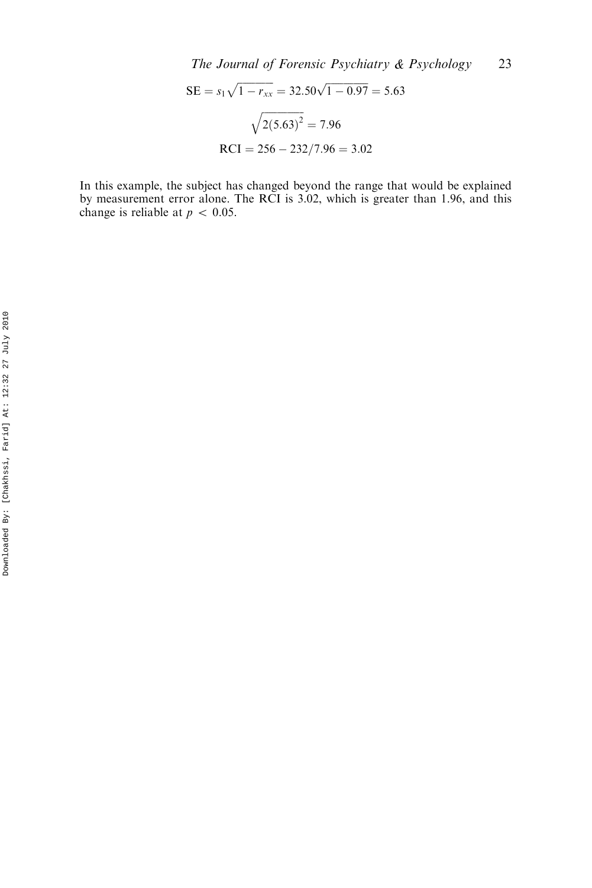$$\mathrm{SE} = s_1\sqrt{1 - r_{xx}} = 32.50\sqrt{1 - 0.97} = 5.63$$

$$\sqrt{2(5.63)^2} = 7.96$$

$$\mathrm{RCI} = 256 - 232/7.96 = 3.02$$

In this example, the subject has changed beyond the range that would be explained by measurement error alone. The RCI is 3.02, which is greater than 1.96, and this change is reliable at $p < 0.05$.